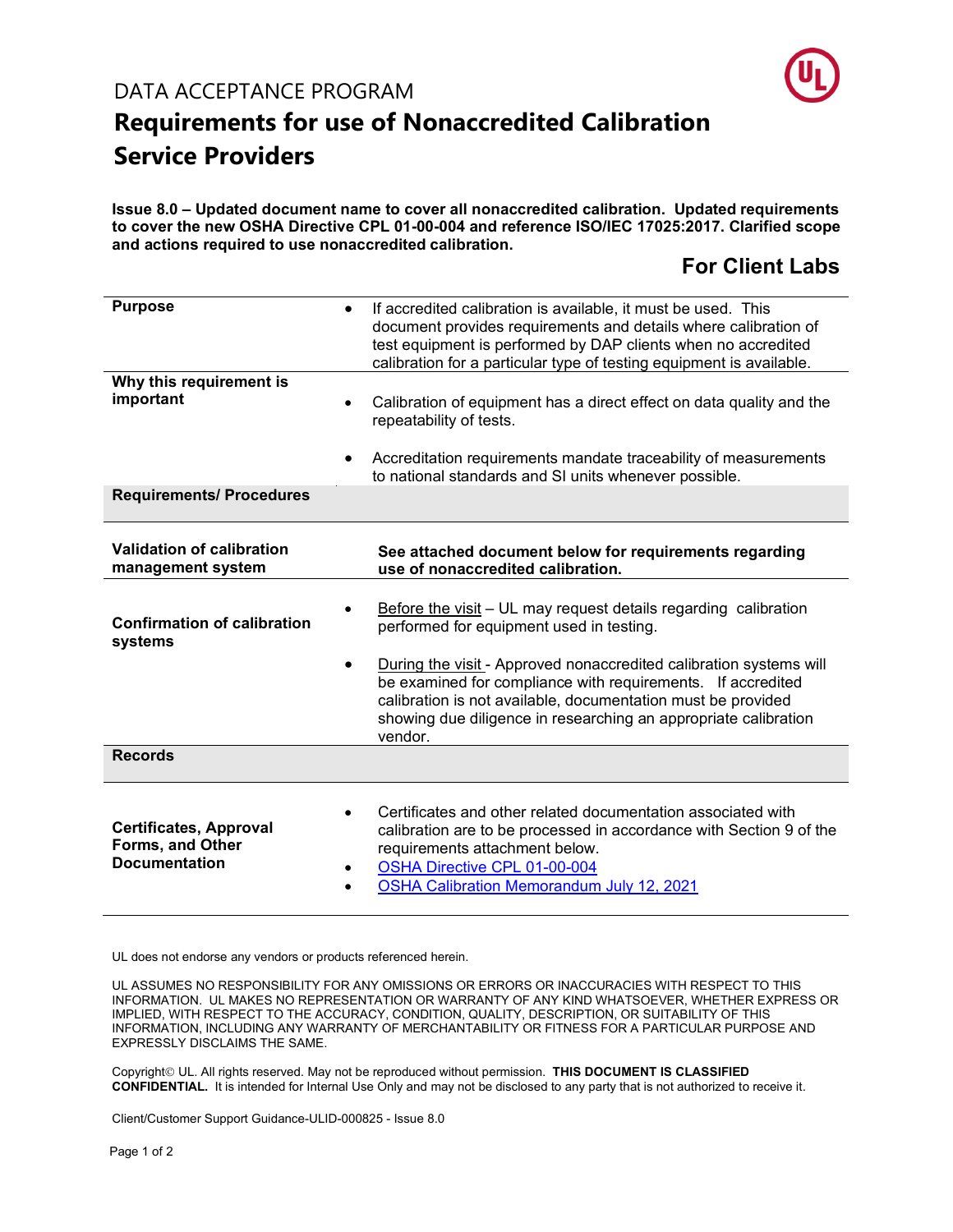# DATA ACCEPTANCE PROGRAM

# Requirements for use of Nonaccredited Calibration Service Providers

**Issue 8.0 – Updated document name to cover all nonaccredited calibration. Updated requirements to cover the new OSHA Directive CPL 01-00-004 and reference ISO/IEC 17025:2017. Clarified scope and actions required to use nonaccredited calibration.**

## For Client Labs

| | |
|---|---|
| **Purpose** | • If accredited calibration is available, it must be used. This document provides requirements and details where calibration of test equipment is performed by DAP clients when no accredited calibration for a particular type of testing equipment is available. |
| **Why this requirement is important** | • Calibration of equipment has a direct effect on data quality and the repeatability of tests.<br>• Accreditation requirements mandate traceability of measurements to national standards and SI units whenever possible. |
| **Requirements/ Procedures** | |
| **Validation of calibration management system** | **See attached document below for requirements regarding use of nonaccredited calibration.** |
| **Confirmation of calibration systems** | • Before the visit – UL may request details regarding calibration performed for equipment used in testing.<br>• During the visit - Approved nonaccredited calibration systems will be examined for compliance with requirements. If accredited calibration is not available, documentation must be provided showing due diligence in researching an appropriate calibration vendor. |
| **Records** | |
| **Certificates, Approval Forms, and Other Documentation** | • Certificates and other related documentation associated with calibration are to be processed in accordance with Section 9 of the requirements attachment below.<br>• OSHA Directive CPL 01-00-004<br>• OSHA Calibration Memorandum July 12, 2021 |

UL does not endorse any vendors or products referenced herein.

UL ASSUMES NO RESPONSIBILITY FOR ANY OMISSIONS OR ERRORS OR INACCURACIES WITH RESPECT TO THIS INFORMATION. UL MAKES NO REPRESENTATION OR WARRANTY OF ANY KIND WHATSOEVER, WHETHER EXPRESS OR IMPLIED, WITH RESPECT TO THE ACCURACY, CONDITION, QUALITY, DESCRIPTION, OR SUITABILITY OF THIS INFORMATION, INCLUDING ANY WARRANTY OF MERCHANTABILITY OR FITNESS FOR A PARTICULAR PURPOSE AND EXPRESSLY DISCLAIMS THE SAME.

Copyright© UL. All rights reserved. May not be reproduced without permission. **THIS DOCUMENT IS CLASSIFIED CONFIDENTIAL.** It is intended for Internal Use Only and may not be disclosed to any party that is not authorized to receive it.

Client/Customer Support Guidance-ULID-000825 - Issue 8.0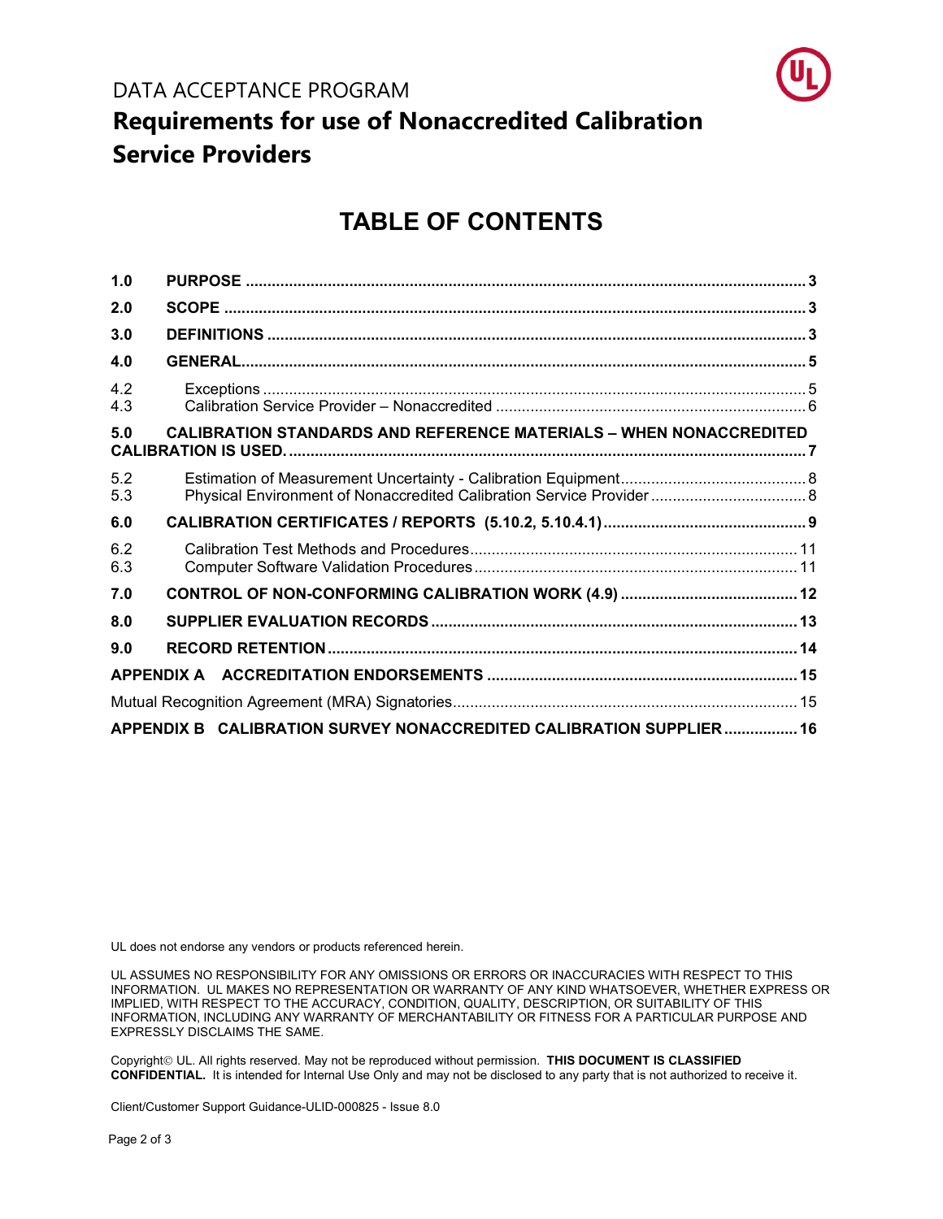DATA ACCEPTANCE PROGRAM

# Requirements for use of Nonaccredited Calibration Service Providers

## TABLE OF CONTENTS

| | | |
|---|---|---|
| **1.0** | **PURPOSE** | **3** |
| **2.0** | **SCOPE** | **3** |
| **3.0** | **DEFINITIONS** | **3** |
| **4.0** | **GENERAL** | **5** |
| 4.2 | Exceptions | 5 |
| 4.3 | Calibration Service Provider – Nonaccredited | 6 |
| **5.0** | **CALIBRATION STANDARDS AND REFERENCE MATERIALS – WHEN NONACCREDITED CALIBRATION IS USED.** | **7** |
| 5.2 | Estimation of Measurement Uncertainty - Calibration Equipment | 8 |
| 5.3 | Physical Environment of Nonaccredited Calibration Service Provider | 8 |
| **6.0** | **CALIBRATION CERTIFICATES / REPORTS (5.10.2, 5.10.4.1)** | **9** |
| 6.2 | Calibration Test Methods and Procedures | 11 |
| 6.3 | Computer Software Validation Procedures | 11 |
| **7.0** | **CONTROL OF NON-CONFORMING CALIBRATION WORK (4.9)** | **12** |
| **8.0** | **SUPPLIER EVALUATION RECORDS** | **13** |
| **9.0** | **RECORD RETENTION** | **14** |
| **APPENDIX A** | **ACCREDITATION ENDORSEMENTS** | **15** |
| | Mutual Recognition Agreement (MRA) Signatories | 15 |
| **APPENDIX B** | **CALIBRATION SURVEY NONACCREDITED CALIBRATION SUPPLIER** | **16** |

UL does not endorse any vendors or products referenced herein.

UL ASSUMES NO RESPONSIBILITY FOR ANY OMISSIONS OR ERRORS OR INACCURACIES WITH RESPECT TO THIS INFORMATION. UL MAKES NO REPRESENTATION OR WARRANTY OF ANY KIND WHATSOEVER, WHETHER EXPRESS OR IMPLIED, WITH RESPECT TO THE ACCURACY, CONDITION, QUALITY, DESCRIPTION, OR SUITABILITY OF THIS INFORMATION, INCLUDING ANY WARRANTY OF MERCHANTABILITY OR FITNESS FOR A PARTICULAR PURPOSE AND EXPRESSLY DISCLAIMS THE SAME.

Copyright© UL. All rights reserved. May not be reproduced without permission. **THIS DOCUMENT IS CLASSIFIED CONFIDENTIAL.** It is intended for Internal Use Only and may not be disclosed to any party that is not authorized to receive it.

Client/Customer Support Guidance-ULID-000825 - Issue 8.0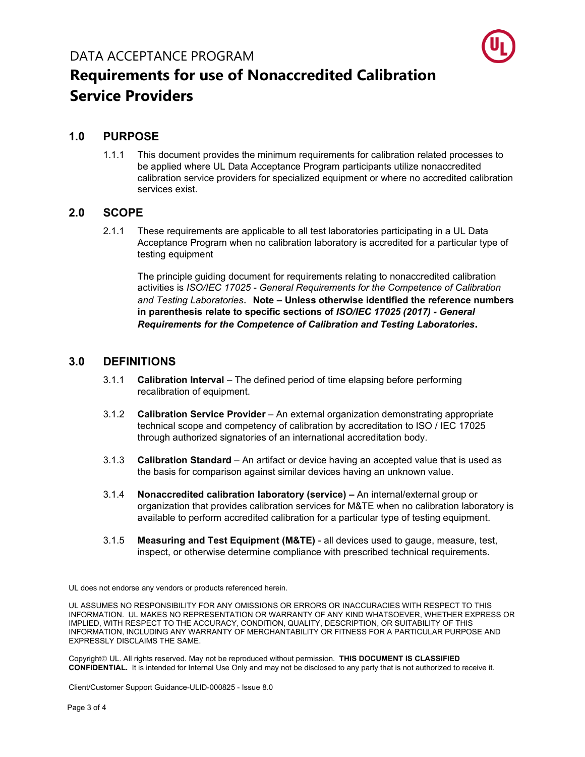DATA ACCEPTANCE PROGRAM

# Requirements for use of Nonaccredited Calibration Service Providers

## 1.0 PURPOSE

1.1.1 This document provides the minimum requirements for calibration related processes to be applied where UL Data Acceptance Program participants utilize nonaccredited calibration service providers for specialized equipment or where no accredited calibration services exist.

## 2.0 SCOPE

2.1.1 These requirements are applicable to all test laboratories participating in a UL Data Acceptance Program when no calibration laboratory is accredited for a particular type of testing equipment

The principle guiding document for requirements relating to nonaccredited calibration activities is *ISO/IEC 17025 - General Requirements for the Competence of Calibration and Testing Laboratories*. **Note – Unless otherwise identified the reference numbers in parenthesis relate to specific sections of *ISO/IEC 17025 (2017) - General Requirements for the Competence of Calibration and Testing Laboratories*.**

## 3.0 DEFINITIONS

3.1.1 **Calibration Interval** – The defined period of time elapsing before performing recalibration of equipment.

3.1.2 **Calibration Service Provider** – An external organization demonstrating appropriate technical scope and competency of calibration by accreditation to ISO / IEC 17025 through authorized signatories of an international accreditation body.

3.1.3 **Calibration Standard** – An artifact or device having an accepted value that is used as the basis for comparison against similar devices having an unknown value.

3.1.4 **Nonaccredited calibration laboratory (service) –** An internal/external group or organization that provides calibration services for M&TE when no calibration laboratory is available to perform accredited calibration for a particular type of testing equipment.

3.1.5 **Measuring and Test Equipment (M&TE)** - all devices used to gauge, measure, test, inspect, or otherwise determine compliance with prescribed technical requirements.

UL does not endorse any vendors or products referenced herein.

UL ASSUMES NO RESPONSIBILITY FOR ANY OMISSIONS OR ERRORS OR INACCURACIES WITH RESPECT TO THIS INFORMATION. UL MAKES NO REPRESENTATION OR WARRANTY OF ANY KIND WHATSOEVER, WHETHER EXPRESS OR IMPLIED, WITH RESPECT TO THE ACCURACY, CONDITION, QUALITY, DESCRIPTION, OR SUITABILITY OF THIS INFORMATION, INCLUDING ANY WARRANTY OF MERCHANTABILITY OR FITNESS FOR A PARTICULAR PURPOSE AND EXPRESSLY DISCLAIMS THE SAME.

Copyright© UL. All rights reserved. May not be reproduced without permission. **THIS DOCUMENT IS CLASSIFIED CONFIDENTIAL.** It is intended for Internal Use Only and may not be disclosed to any party that is not authorized to receive it.

Client/Customer Support Guidance-ULID-000825 - Issue 8.0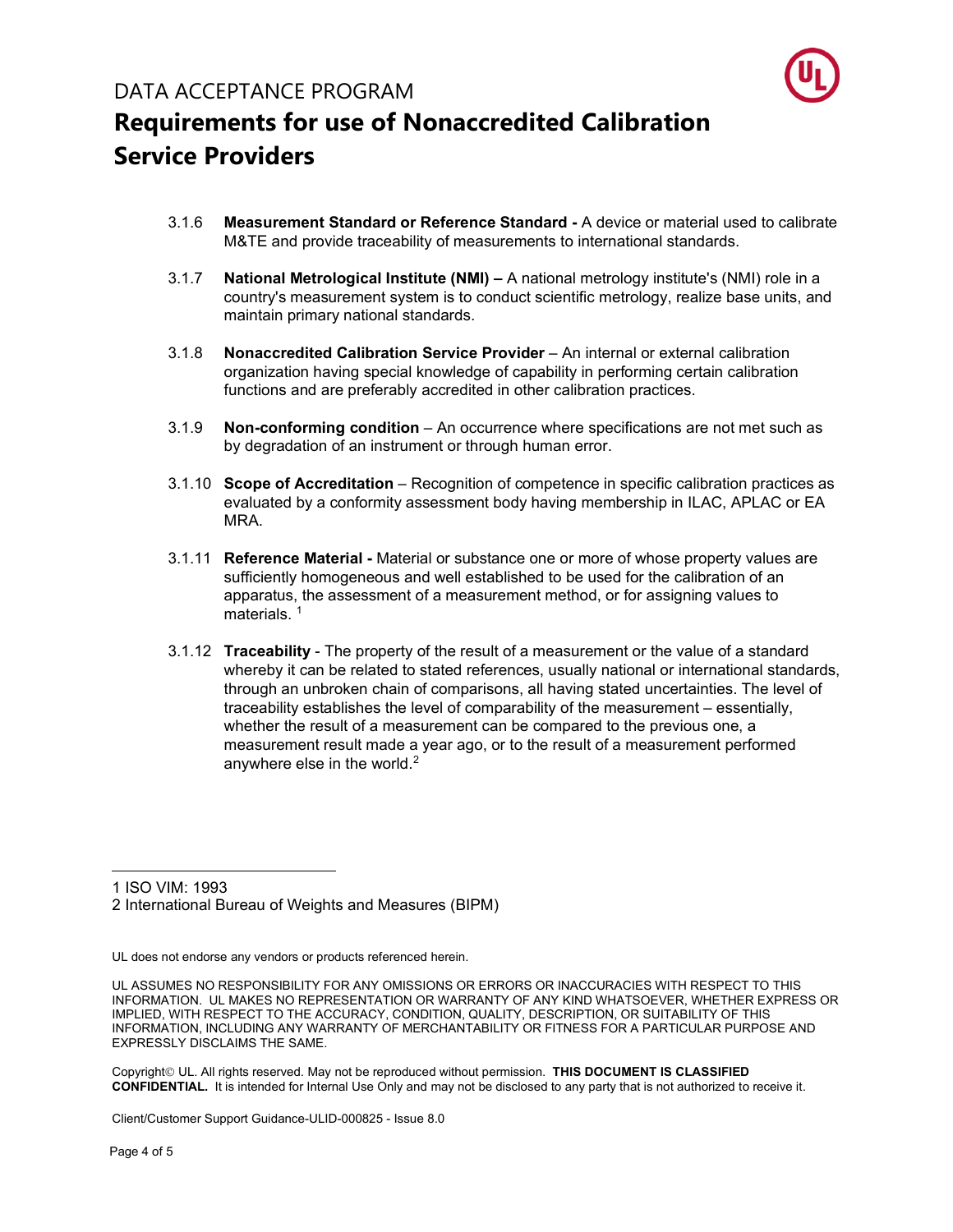3.1.6 **Measurement Standard or Reference Standard -** A device or material used to calibrate M&TE and provide traceability of measurements to international standards.

3.1.7 **National Metrological Institute (NMI) –** A national metrology institute's (NMI) role in a country's measurement system is to conduct scientific metrology, realize base units, and maintain primary national standards.

3.1.8 **Nonaccredited Calibration Service Provider** – An internal or external calibration organization having special knowledge of capability in performing certain calibration functions and are preferably accredited in other calibration practices.

3.1.9 **Non-conforming condition** – An occurrence where specifications are not met such as by degradation of an instrument or through human error.

3.1.10 **Scope of Accreditation** – Recognition of competence in specific calibration practices as evaluated by a conformity assessment body having membership in ILAC, APLAC or EA MRA.

3.1.11 **Reference Material -** Material or substance one or more of whose property values are sufficiently homogeneous and well established to be used for the calibration of an apparatus, the assessment of a measurement method, or for assigning values to materials. [1]

3.1.12 **Traceability** - The property of the result of a measurement or the value of a standard whereby it can be related to stated references, usually national or international standards, through an unbroken chain of comparisons, all having stated uncertainties. The level of traceability establishes the level of comparability of the measurement – essentially, whether the result of a measurement can be compared to the previous one, a measurement result made a year ago, or to the result of a measurement performed anywhere else in the world.[2]

---

1 ISO VIM: 1993

2 International Bureau of Weights and Measures (BIPM)

UL does not endorse any vendors or products referenced herein.

UL ASSUMES NO RESPONSIBILITY FOR ANY OMISSIONS OR ERRORS OR INACCURACIES WITH RESPECT TO THIS INFORMATION. UL MAKES NO REPRESENTATION OR WARRANTY OF ANY KIND WHATSOEVER, WHETHER EXPRESS OR IMPLIED, WITH RESPECT TO THE ACCURACY, CONDITION, QUALITY, DESCRIPTION, OR SUITABILITY OF THIS INFORMATION, INCLUDING ANY WARRANTY OF MERCHANTABILITY OR FITNESS FOR A PARTICULAR PURPOSE AND EXPRESSLY DISCLAIMS THE SAME.

Copyright© UL. All rights reserved. May not be reproduced without permission. **THIS DOCUMENT IS CLASSIFIED CONFIDENTIAL.** It is intended for Internal Use Only and may not be disclosed to any party that is not authorized to receive it.

Client/Customer Support Guidance-ULID-000825 - Issue 8.0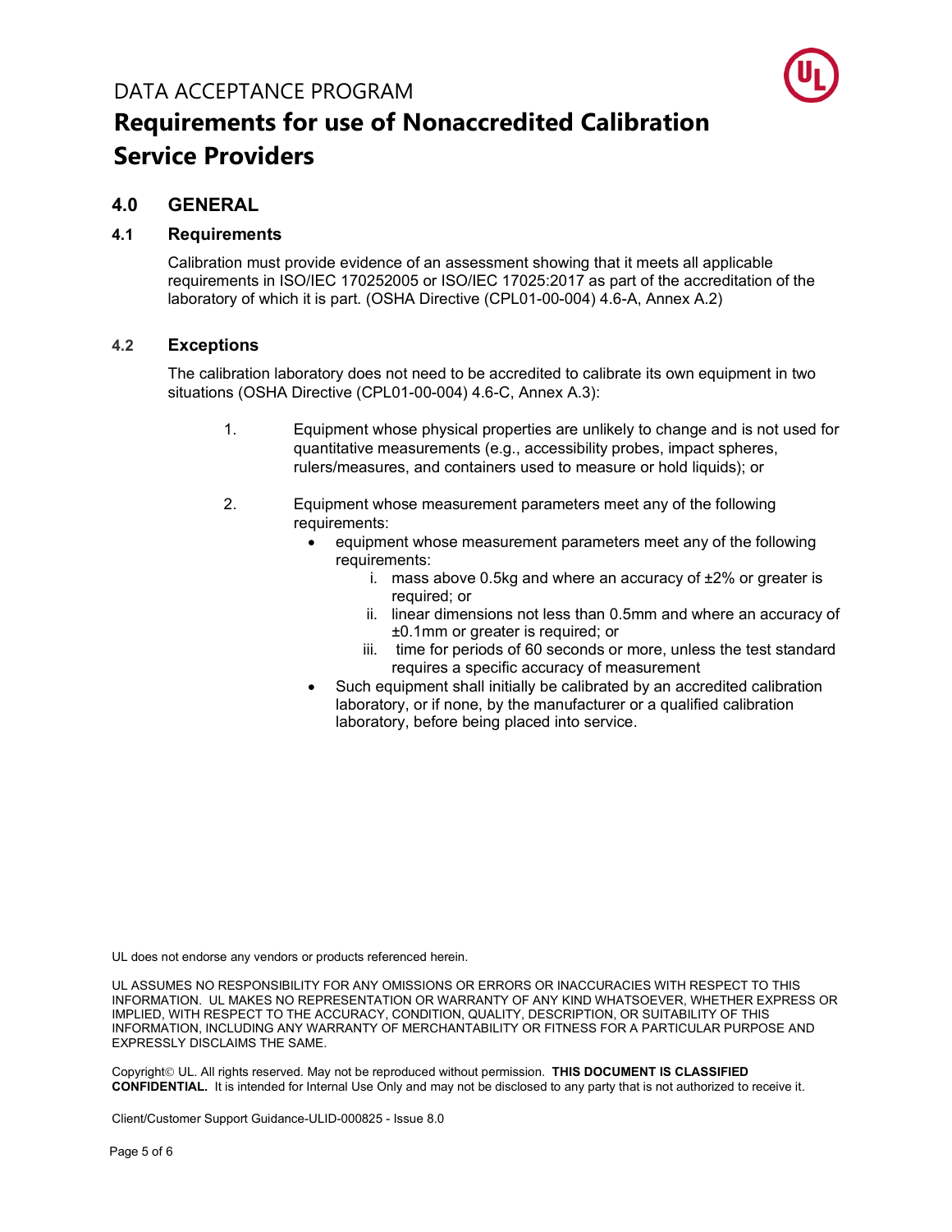## 4.0 GENERAL

### 4.1 Requirements

Calibration must provide evidence of an assessment showing that it meets all applicable requirements in ISO/IEC 170252005 or ISO/IEC 17025:2017 as part of the accreditation of the laboratory of which it is part. (OSHA Directive (CPL01-00-004) 4.6-A, Annex A.2)

### 4.2 Exceptions

The calibration laboratory does not need to be accredited to calibrate its own equipment in two situations (OSHA Directive (CPL01-00-004) 4.6-C, Annex A.3):

1. Equipment whose physical properties are unlikely to change and is not used for quantitative measurements (e.g., accessibility probes, impact spheres, rulers/measures, and containers used to measure or hold liquids); or

2. Equipment whose measurement parameters meet any of the following requirements:
   - equipment whose measurement parameters meet any of the following requirements:
     - i. mass above 0.5kg and where an accuracy of ±2% or greater is required; or
     - ii. linear dimensions not less than 0.5mm and where an accuracy of ±0.1mm or greater is required; or
     - iii. time for periods of 60 seconds or more, unless the test standard requires a specific accuracy of measurement
   - Such equipment shall initially be calibrated by an accredited calibration laboratory, or if none, by the manufacturer or a qualified calibration laboratory, before being placed into service.

UL does not endorse any vendors or products referenced herein.

UL ASSUMES NO RESPONSIBILITY FOR ANY OMISSIONS OR ERRORS OR INACCURACIES WITH RESPECT TO THIS INFORMATION. UL MAKES NO REPRESENTATION OR WARRANTY OF ANY KIND WHATSOEVER, WHETHER EXPRESS OR IMPLIED, WITH RESPECT TO THE ACCURACY, CONDITION, QUALITY, DESCRIPTION, OR SUITABILITY OF THIS INFORMATION, INCLUDING ANY WARRANTY OF MERCHANTABILITY OR FITNESS FOR A PARTICULAR PURPOSE AND EXPRESSLY DISCLAIMS THE SAME.

Copyright© UL. All rights reserved. May not be reproduced without permission. **THIS DOCUMENT IS CLASSIFIED CONFIDENTIAL.** It is intended for Internal Use Only and may not be disclosed to any party that is not authorized to receive it.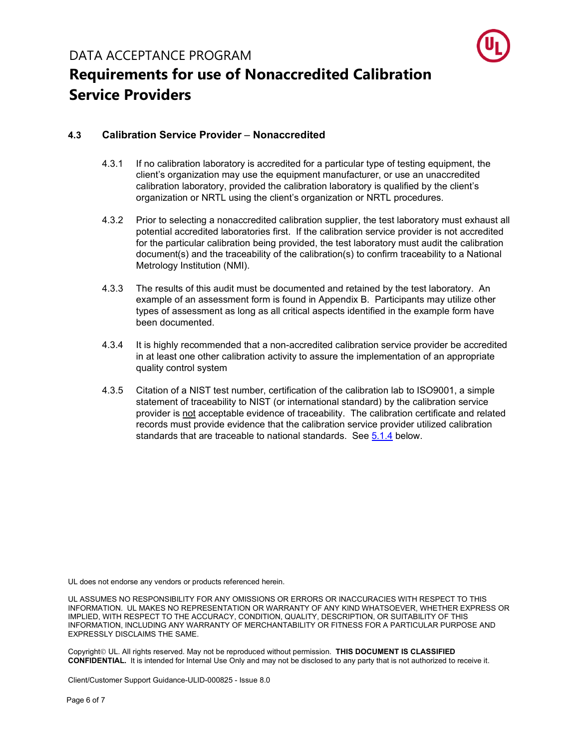### 4.3 Calibration Service Provider – Nonaccredited

4.3.1 If no calibration laboratory is accredited for a particular type of testing equipment, the client's organization may use the equipment manufacturer, or use an unaccredited calibration laboratory, provided the calibration laboratory is qualified by the client's organization or NRTL using the client's organization or NRTL procedures.

4.3.2 Prior to selecting a nonaccredited calibration supplier, the test laboratory must exhaust all potential accredited laboratories first. If the calibration service provider is not accredited for the particular calibration being provided, the test laboratory must audit the calibration document(s) and the traceability of the calibration(s) to confirm traceability to a National Metrology Institution (NMI).

4.3.3 The results of this audit must be documented and retained by the test laboratory. An example of an assessment form is found in Appendix B. Participants may utilize other types of assessment as long as all critical aspects identified in the example form have been documented.

4.3.4 It is highly recommended that a non-accredited calibration service provider be accredited in at least one other calibration activity to assure the implementation of an appropriate quality control system

4.3.5 Citation of a NIST test number, certification of the calibration lab to ISO9001, a simple statement of traceability to NIST (or international standard) by the calibration service provider is not acceptable evidence of traceability. The calibration certificate and related records must provide evidence that the calibration service provider utilized calibration standards that are traceable to national standards. See 5.1.4 below.

UL does not endorse any vendors or products referenced herein.

UL ASSUMES NO RESPONSIBILITY FOR ANY OMISSIONS OR ERRORS OR INACCURACIES WITH RESPECT TO THIS INFORMATION. UL MAKES NO REPRESENTATION OR WARRANTY OF ANY KIND WHATSOEVER, WHETHER EXPRESS OR IMPLIED, WITH RESPECT TO THE ACCURACY, CONDITION, QUALITY, DESCRIPTION, OR SUITABILITY OF THIS INFORMATION, INCLUDING ANY WARRANTY OF MERCHANTABILITY OR FITNESS FOR A PARTICULAR PURPOSE AND EXPRESSLY DISCLAIMS THE SAME.

Copyright© UL. All rights reserved. May not be reproduced without permission. **THIS DOCUMENT IS CLASSIFIED CONFIDENTIAL.** It is intended for Internal Use Only and may not be disclosed to any party that is not authorized to receive it.

Client/Customer Support Guidance-ULID-000825 - Issue 8.0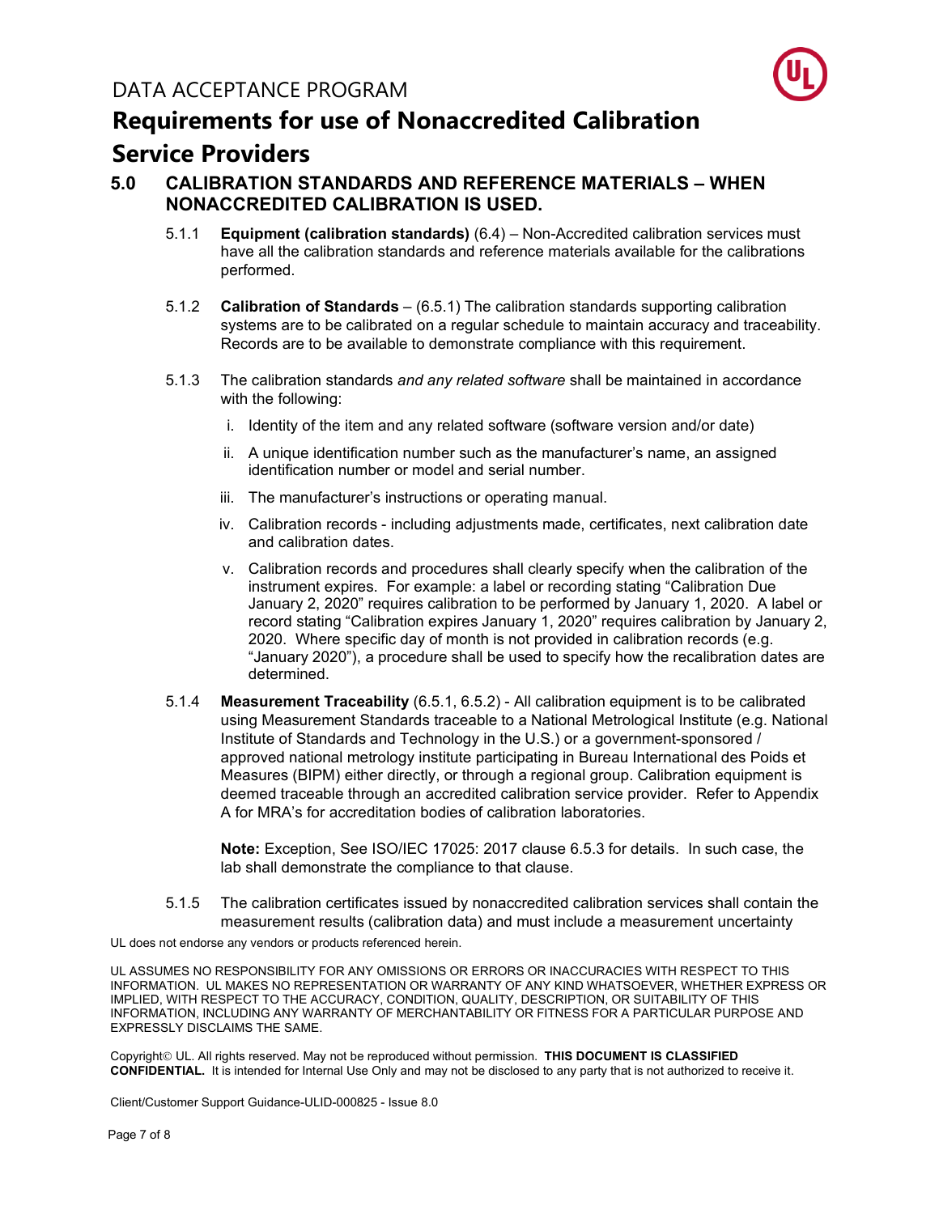## 5.0 CALIBRATION STANDARDS AND REFERENCE MATERIALS – WHEN NONACCREDITED CALIBRATION IS USED.

5.1.1 **Equipment (calibration standards)** (6.4) – Non-Accredited calibration services must have all the calibration standards and reference materials available for the calibrations performed.

5.1.2 **Calibration of Standards** – (6.5.1) The calibration standards supporting calibration systems are to be calibrated on a regular schedule to maintain accuracy and traceability. Records are to be available to demonstrate compliance with this requirement.

5.1.3 The calibration standards *and any related software* shall be maintained in accordance with the following:

i. Identity of the item and any related software (software version and/or date)

ii. A unique identification number such as the manufacturer's name, an assigned identification number or model and serial number.

iii. The manufacturer's instructions or operating manual.

iv. Calibration records - including adjustments made, certificates, next calibration date and calibration dates.

v. Calibration records and procedures shall clearly specify when the calibration of the instrument expires. For example: a label or recording stating "Calibration Due January 2, 2020" requires calibration to be performed by January 1, 2020. A label or record stating "Calibration expires January 1, 2020" requires calibration by January 2, 2020. Where specific day of month is not provided in calibration records (e.g. "January 2020"), a procedure shall be used to specify how the recalibration dates are determined.

5.1.4 **Measurement Traceability** (6.5.1, 6.5.2) - All calibration equipment is to be calibrated using Measurement Standards traceable to a National Metrological Institute (e.g. National Institute of Standards and Technology in the U.S.) or a government-sponsored / approved national metrology institute participating in Bureau International des Poids et Measures (BIPM) either directly, or through a regional group. Calibration equipment is deemed traceable through an accredited calibration service provider. Refer to Appendix A for MRA's for accreditation bodies of calibration laboratories.

**Note:** Exception, See ISO/IEC 17025: 2017 clause 6.5.3 for details. In such case, the lab shall demonstrate the compliance to that clause.

5.1.5 The calibration certificates issued by nonaccredited calibration services shall contain the measurement results (calibration data) and must include a measurement uncertainty

UL does not endorse any vendors or products referenced herein.

UL ASSUMES NO RESPONSIBILITY FOR ANY OMISSIONS OR ERRORS OR INACCURACIES WITH RESPECT TO THIS INFORMATION. UL MAKES NO REPRESENTATION OR WARRANTY OF ANY KIND WHATSOEVER, WHETHER EXPRESS OR IMPLIED, WITH RESPECT TO THE ACCURACY, CONDITION, QUALITY, DESCRIPTION, OR SUITABILITY OF THIS INFORMATION, INCLUDING ANY WARRANTY OF MERCHANTABILITY OR FITNESS FOR A PARTICULAR PURPOSE AND EXPRESSLY DISCLAIMS THE SAME.

Copyright© UL. All rights reserved. May not be reproduced without permission. **THIS DOCUMENT IS CLASSIFIED CONFIDENTIAL.** It is intended for Internal Use Only and may not be disclosed to any party that is not authorized to receive it.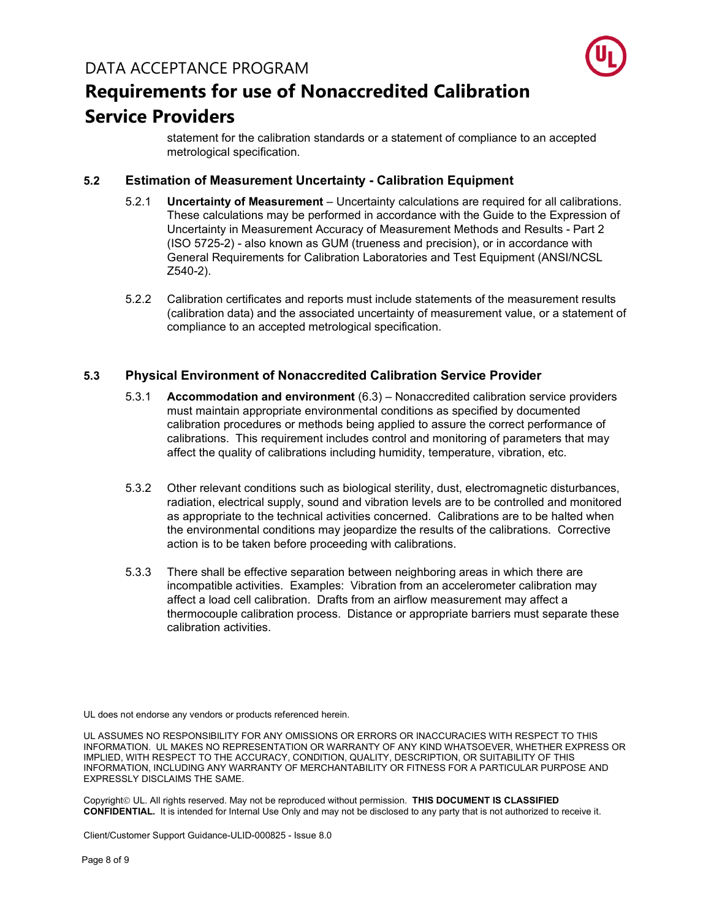statement for the calibration standards or a statement of compliance to an accepted metrological specification.

### 5.2 Estimation of Measurement Uncertainty - Calibration Equipment

5.2.1 **Uncertainty of Measurement** – Uncertainty calculations are required for all calibrations. These calculations may be performed in accordance with the Guide to the Expression of Uncertainty in Measurement Accuracy of Measurement Methods and Results - Part 2 (ISO 5725-2) - also known as GUM (trueness and precision), or in accordance with General Requirements for Calibration Laboratories and Test Equipment (ANSI/NCSL Z540-2).

5.2.2 Calibration certificates and reports must include statements of the measurement results (calibration data) and the associated uncertainty of measurement value, or a statement of compliance to an accepted metrological specification.

### 5.3 Physical Environment of Nonaccredited Calibration Service Provider

5.3.1 **Accommodation and environment** (6.3) – Nonaccredited calibration service providers must maintain appropriate environmental conditions as specified by documented calibration procedures or methods being applied to assure the correct performance of calibrations. This requirement includes control and monitoring of parameters that may affect the quality of calibrations including humidity, temperature, vibration, etc.

5.3.2 Other relevant conditions such as biological sterility, dust, electromagnetic disturbances, radiation, electrical supply, sound and vibration levels are to be controlled and monitored as appropriate to the technical activities concerned. Calibrations are to be halted when the environmental conditions may jeopardize the results of the calibrations. Corrective action is to be taken before proceeding with calibrations.

5.3.3 There shall be effective separation between neighboring areas in which there are incompatible activities. Examples: Vibration from an accelerometer calibration may affect a load cell calibration. Drafts from an airflow measurement may affect a thermocouple calibration process. Distance or appropriate barriers must separate these calibration activities.

UL does not endorse any vendors or products referenced herein.

UL ASSUMES NO RESPONSIBILITY FOR ANY OMISSIONS OR ERRORS OR INACCURACIES WITH RESPECT TO THIS INFORMATION. UL MAKES NO REPRESENTATION OR WARRANTY OF ANY KIND WHATSOEVER, WHETHER EXPRESS OR IMPLIED, WITH RESPECT TO THE ACCURACY, CONDITION, QUALITY, DESCRIPTION, OR SUITABILITY OF THIS INFORMATION, INCLUDING ANY WARRANTY OF MERCHANTABILITY OR FITNESS FOR A PARTICULAR PURPOSE AND EXPRESSLY DISCLAIMS THE SAME.

Copyright© UL. All rights reserved. May not be reproduced without permission. **THIS DOCUMENT IS CLASSIFIED CONFIDENTIAL.** It is intended for Internal Use Only and may not be disclosed to any party that is not authorized to receive it.

Client/Customer Support Guidance-ULID-000825 - Issue 8.0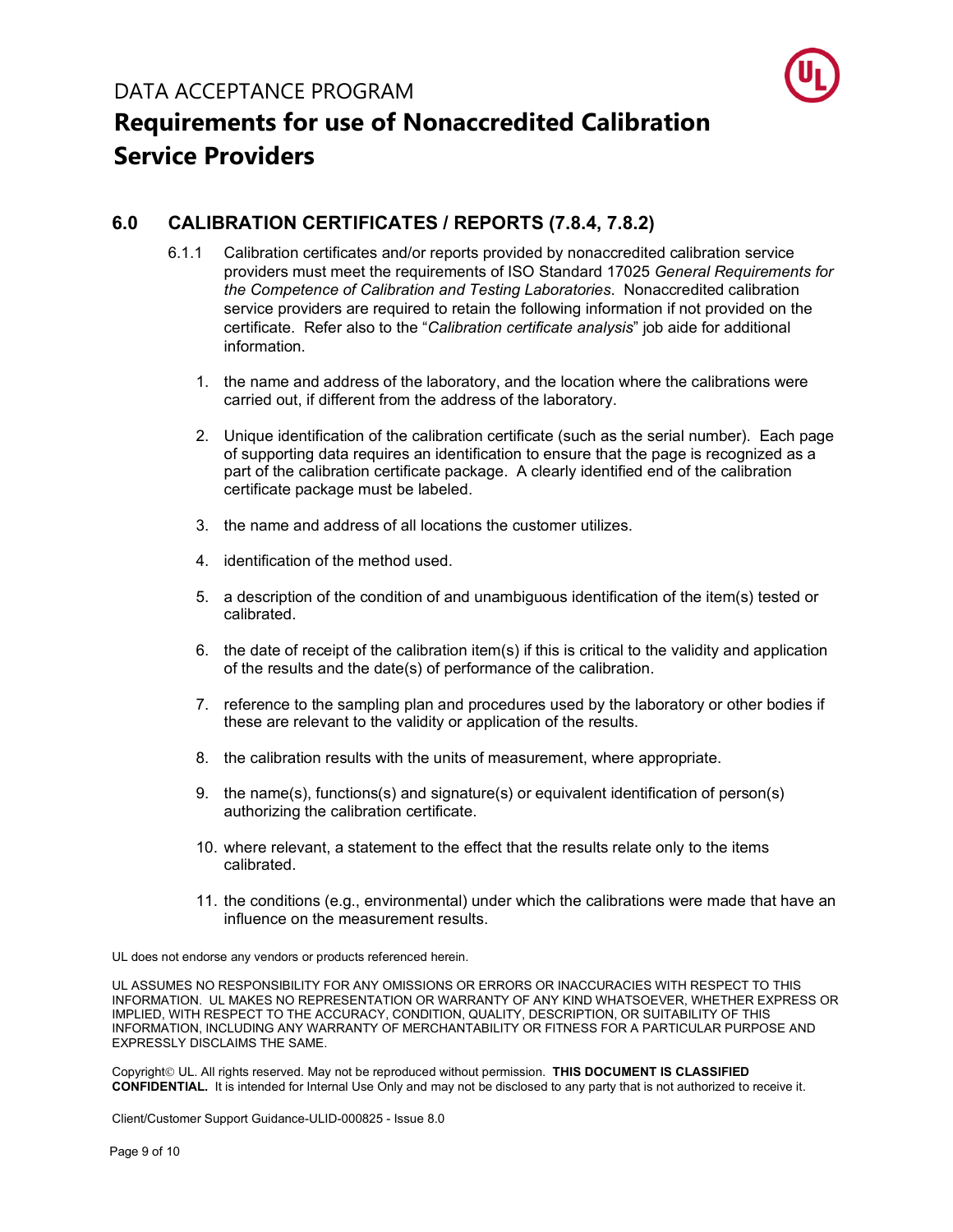## 6.0 CALIBRATION CERTIFICATES / REPORTS (7.8.4, 7.8.2)

6.1.1 Calibration certificates and/or reports provided by nonaccredited calibration service providers must meet the requirements of ISO Standard 17025 *General Requirements for the Competence of Calibration and Testing Laboratories*. Nonaccredited calibration service providers are required to retain the following information if not provided on the certificate. Refer also to the "*Calibration certificate analysis*" job aide for additional information.

1. the name and address of the laboratory, and the location where the calibrations were carried out, if different from the address of the laboratory.
2. Unique identification of the calibration certificate (such as the serial number). Each page of supporting data requires an identification to ensure that the page is recognized as a part of the calibration certificate package. A clearly identified end of the calibration certificate package must be labeled.
3. the name and address of all locations the customer utilizes.
4. identification of the method used.
5. a description of the condition of and unambiguous identification of the item(s) tested or calibrated.
6. the date of receipt of the calibration item(s) if this is critical to the validity and application of the results and the date(s) of performance of the calibration.
7. reference to the sampling plan and procedures used by the laboratory or other bodies if these are relevant to the validity or application of the results.
8. the calibration results with the units of measurement, where appropriate.
9. the name(s), functions(s) and signature(s) or equivalent identification of person(s) authorizing the calibration certificate.
10. where relevant, a statement to the effect that the results relate only to the items calibrated.
11. the conditions (e.g., environmental) under which the calibrations were made that have an influence on the measurement results.

UL does not endorse any vendors or products referenced herein.

UL ASSUMES NO RESPONSIBILITY FOR ANY OMISSIONS OR ERRORS OR INACCURACIES WITH RESPECT TO THIS INFORMATION. UL MAKES NO REPRESENTATION OR WARRANTY OF ANY KIND WHATSOEVER, WHETHER EXPRESS OR IMPLIED, WITH RESPECT TO THE ACCURACY, CONDITION, QUALITY, DESCRIPTION, OR SUITABILITY OF THIS INFORMATION, INCLUDING ANY WARRANTY OF MERCHANTABILITY OR FITNESS FOR A PARTICULAR PURPOSE AND EXPRESSLY DISCLAIMS THE SAME.

Copyright© UL. All rights reserved. May not be reproduced without permission. **THIS DOCUMENT IS CLASSIFIED CONFIDENTIAL.** It is intended for Internal Use Only and may not be disclosed to any party that is not authorized to receive it.

Client/Customer Support Guidance-ULID-000825 - Issue 8.0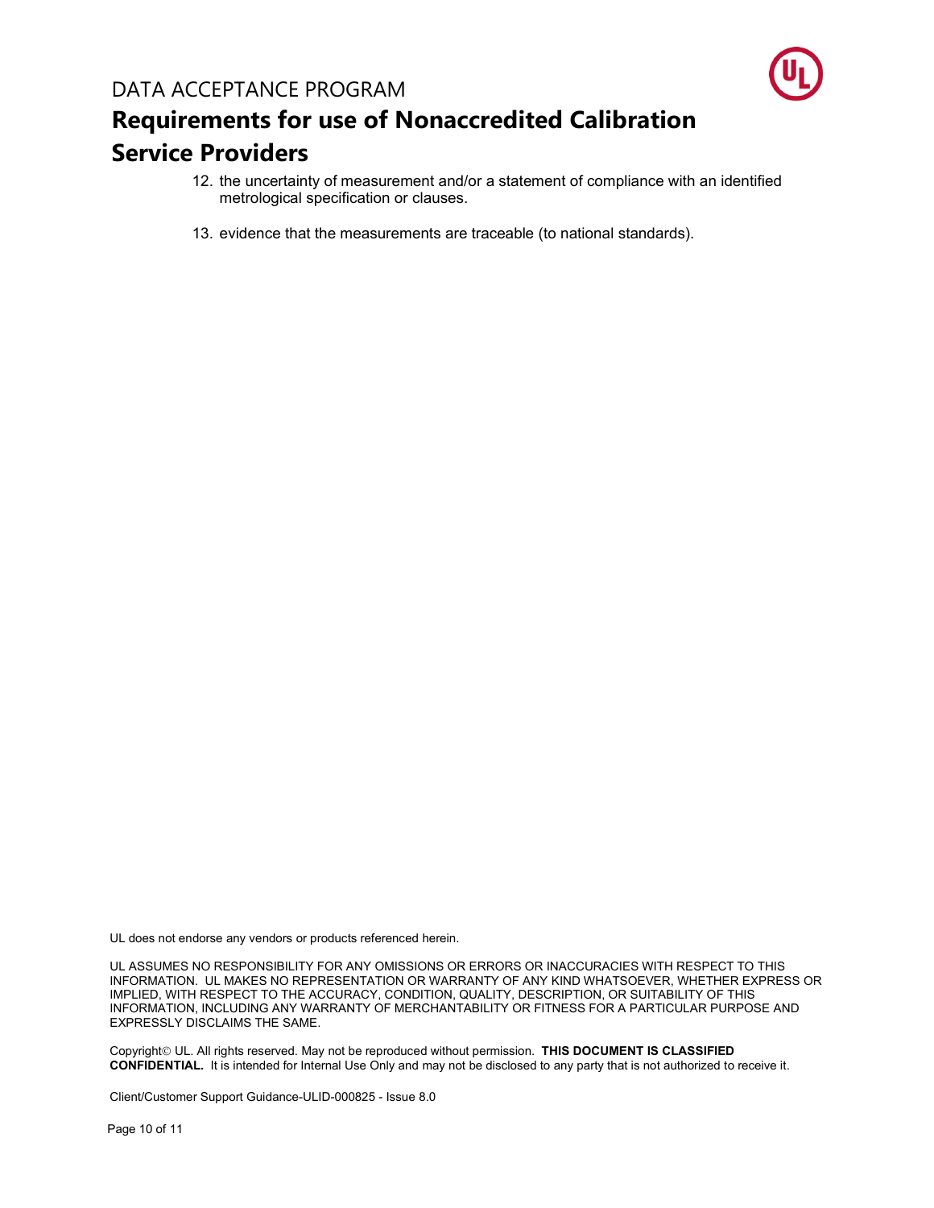12. the uncertainty of measurement and/or a statement of compliance with an identified metrological specification or clauses.

13. evidence that the measurements are traceable (to national standards).

UL does not endorse any vendors or products referenced herein.

UL ASSUMES NO RESPONSIBILITY FOR ANY OMISSIONS OR ERRORS OR INACCURACIES WITH RESPECT TO THIS INFORMATION. UL MAKES NO REPRESENTATION OR WARRANTY OF ANY KIND WHATSOEVER, WHETHER EXPRESS OR IMPLIED, WITH RESPECT TO THE ACCURACY, CONDITION, QUALITY, DESCRIPTION, OR SUITABILITY OF THIS INFORMATION, INCLUDING ANY WARRANTY OF MERCHANTABILITY OR FITNESS FOR A PARTICULAR PURPOSE AND EXPRESSLY DISCLAIMS THE SAME.

Copyright© UL. All rights reserved. May not be reproduced without permission. **THIS DOCUMENT IS CLASSIFIED CONFIDENTIAL.** It is intended for Internal Use Only and may not be disclosed to any party that is not authorized to receive it.

Client/Customer Support Guidance-ULID-000825 - Issue 8.0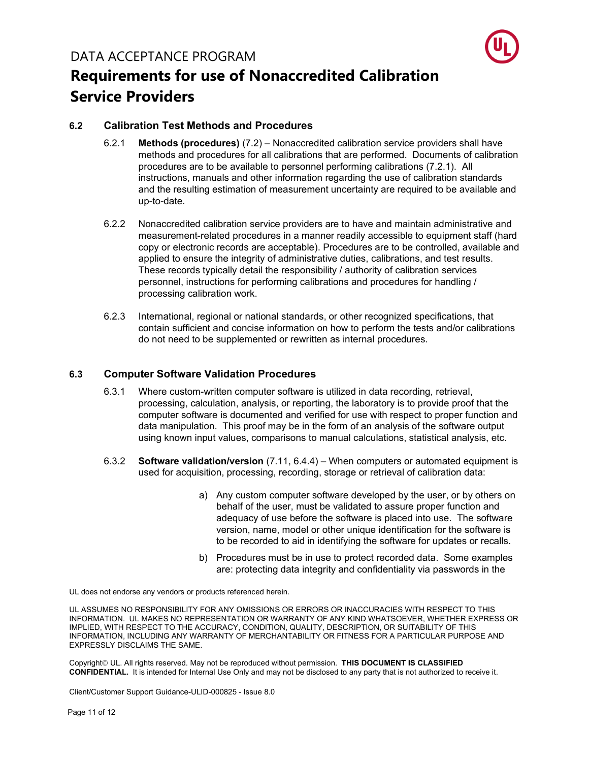### 6.2 Calibration Test Methods and Procedures

6.2.1 **Methods (procedures)** (7.2) – Nonaccredited calibration service providers shall have methods and procedures for all calibrations that are performed. Documents of calibration procedures are to be available to personnel performing calibrations (7.2.1). All instructions, manuals and other information regarding the use of calibration standards and the resulting estimation of measurement uncertainty are required to be available and up-to-date.

6.2.2 Nonaccredited calibration service providers are to have and maintain administrative and measurement-related procedures in a manner readily accessible to equipment staff (hard copy or electronic records are acceptable). Procedures are to be controlled, available and applied to ensure the integrity of administrative duties, calibrations, and test results. These records typically detail the responsibility / authority of calibration services personnel, instructions for performing calibrations and procedures for handling / processing calibration work.

6.2.3 International, regional or national standards, or other recognized specifications, that contain sufficient and concise information on how to perform the tests and/or calibrations do not need to be supplemented or rewritten as internal procedures.

### 6.3 Computer Software Validation Procedures

6.3.1 Where custom-written computer software is utilized in data recording, retrieval, processing, calculation, analysis, or reporting, the laboratory is to provide proof that the computer software is documented and verified for use with respect to proper function and data manipulation. This proof may be in the form of an analysis of the software output using known input values, comparisons to manual calculations, statistical analysis, etc.

6.3.2 **Software validation/version** (7.11, 6.4.4) – When computers or automated equipment is used for acquisition, processing, recording, storage or retrieval of calibration data:

a) Any custom computer software developed by the user, or by others on behalf of the user, must be validated to assure proper function and adequacy of use before the software is placed into use. The software version, name, model or other unique identification for the software is to be recorded to aid in identifying the software for updates or recalls.

b) Procedures must be in use to protect recorded data. Some examples are: protecting data integrity and confidentiality via passwords in the

UL does not endorse any vendors or products referenced herein.

UL ASSUMES NO RESPONSIBILITY FOR ANY OMISSIONS OR ERRORS OR INACCURACIES WITH RESPECT TO THIS INFORMATION. UL MAKES NO REPRESENTATION OR WARRANTY OF ANY KIND WHATSOEVER, WHETHER EXPRESS OR IMPLIED, WITH RESPECT TO THE ACCURACY, CONDITION, QUALITY, DESCRIPTION, OR SUITABILITY OF THIS INFORMATION, INCLUDING ANY WARRANTY OF MERCHANTABILITY OR FITNESS FOR A PARTICULAR PURPOSE AND EXPRESSLY DISCLAIMS THE SAME.

Copyright© UL. All rights reserved. May not be reproduced without permission. **THIS DOCUMENT IS CLASSIFIED CONFIDENTIAL.** It is intended for Internal Use Only and may not be disclosed to any party that is not authorized to receive it.

Client/Customer Support Guidance-ULID-000825 - Issue 8.0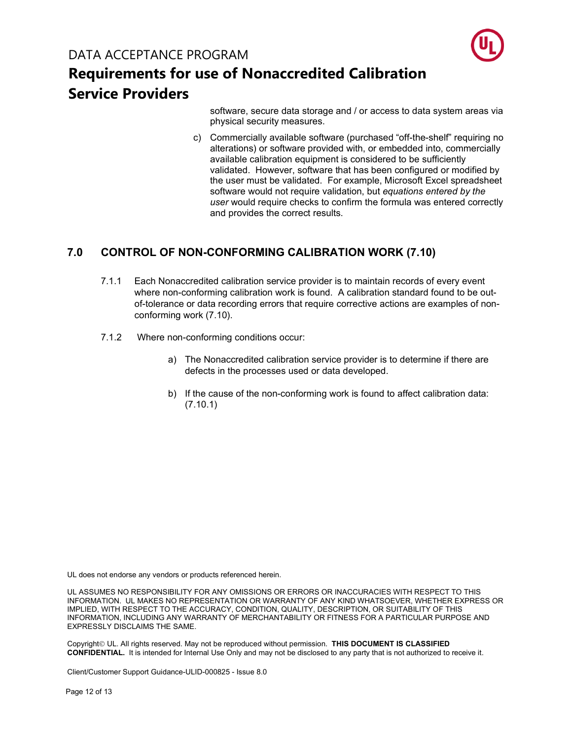software, secure data storage and / or access to data system areas via physical security measures.

c) Commercially available software (purchased “off-the-shelf” requiring no alterations) or software provided with, or embedded into, commercially available calibration equipment is considered to be sufficiently validated. However, software that has been configured or modified by the user must be validated. For example, Microsoft Excel spreadsheet software would not require validation, but *equations entered by the user* would require checks to confirm the formula was entered correctly and provides the correct results.

## 7.0 CONTROL OF NON-CONFORMING CALIBRATION WORK (7.10)

7.1.1 Each Nonaccredited calibration service provider is to maintain records of every event where non-conforming calibration work is found. A calibration standard found to be out-of-tolerance or data recording errors that require corrective actions are examples of non-conforming work (7.10).

7.1.2 Where non-conforming conditions occur:

a) The Nonaccredited calibration service provider is to determine if there are defects in the processes used or data developed.

b) If the cause of the non-conforming work is found to affect calibration data: (7.10.1)

UL does not endorse any vendors or products referenced herein.

UL ASSUMES NO RESPONSIBILITY FOR ANY OMISSIONS OR ERRORS OR INACCURACIES WITH RESPECT TO THIS INFORMATION. UL MAKES NO REPRESENTATION OR WARRANTY OF ANY KIND WHATSOEVER, WHETHER EXPRESS OR IMPLIED, WITH RESPECT TO THE ACCURACY, CONDITION, QUALITY, DESCRIPTION, OR SUITABILITY OF THIS INFORMATION, INCLUDING ANY WARRANTY OF MERCHANTABILITY OR FITNESS FOR A PARTICULAR PURPOSE AND EXPRESSLY DISCLAIMS THE SAME.

Copyright© UL. All rights reserved. May not be reproduced without permission. **THIS DOCUMENT IS CLASSIFIED CONFIDENTIAL.** It is intended for Internal Use Only and may not be disclosed to any party that is not authorized to receive it.

Client/Customer Support Guidance-ULID-000825 - Issue 8.0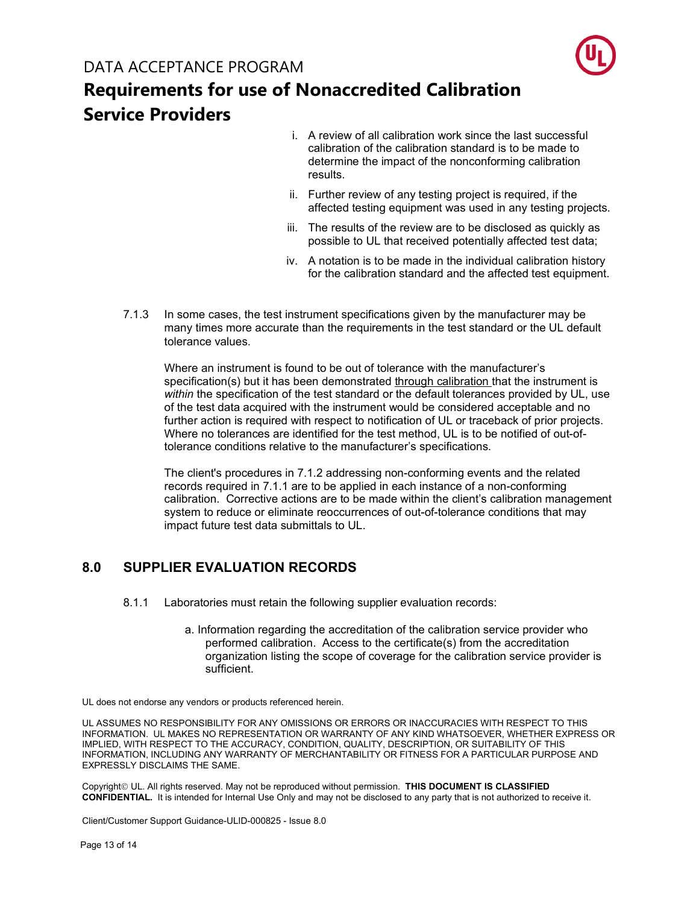i. A review of all calibration work since the last successful calibration of the calibration standard is to be made to determine the impact of the nonconforming calibration results.

ii. Further review of any testing project is required, if the affected testing equipment was used in any testing projects.

iii. The results of the review are to be disclosed as quickly as possible to UL that received potentially affected test data;

iv. A notation is to be made in the individual calibration history for the calibration standard and the affected test equipment.

7.1.3 In some cases, the test instrument specifications given by the manufacturer may be many times more accurate than the requirements in the test standard or the UL default tolerance values.

Where an instrument is found to be out of tolerance with the manufacturer's specification(s) but it has been demonstrated through calibration that the instrument is *within* the specification of the test standard or the default tolerances provided by UL, use of the test data acquired with the instrument would be considered acceptable and no further action is required with respect to notification of UL or traceback of prior projects. Where no tolerances are identified for the test method, UL is to be notified of out-of-tolerance conditions relative to the manufacturer's specifications.

The client's procedures in 7.1.2 addressing non-conforming events and the related records required in 7.1.1 are to be applied in each instance of a non-conforming calibration. Corrective actions are to be made within the client's calibration management system to reduce or eliminate reoccurrences of out-of-tolerance conditions that may impact future test data submittals to UL.

## 8.0 SUPPLIER EVALUATION RECORDS

8.1.1 Laboratories must retain the following supplier evaluation records:

a. Information regarding the accreditation of the calibration service provider who performed calibration. Access to the certificate(s) from the accreditation organization listing the scope of coverage for the calibration service provider is sufficient.

UL does not endorse any vendors or products referenced herein.

UL ASSUMES NO RESPONSIBILITY FOR ANY OMISSIONS OR ERRORS OR INACCURACIES WITH RESPECT TO THIS INFORMATION. UL MAKES NO REPRESENTATION OR WARRANTY OF ANY KIND WHATSOEVER, WHETHER EXPRESS OR IMPLIED, WITH RESPECT TO THE ACCURACY, CONDITION, QUALITY, DESCRIPTION, OR SUITABILITY OF THIS INFORMATION, INCLUDING ANY WARRANTY OF MERCHANTABILITY OR FITNESS FOR A PARTICULAR PURPOSE AND EXPRESSLY DISCLAIMS THE SAME.

Copyright© UL. All rights reserved. May not be reproduced without permission. **THIS DOCUMENT IS CLASSIFIED CONFIDENTIAL.** It is intended for Internal Use Only and may not be disclosed to any party that is not authorized to receive it.

Client/Customer Support Guidance-ULID-000825 - Issue 8.0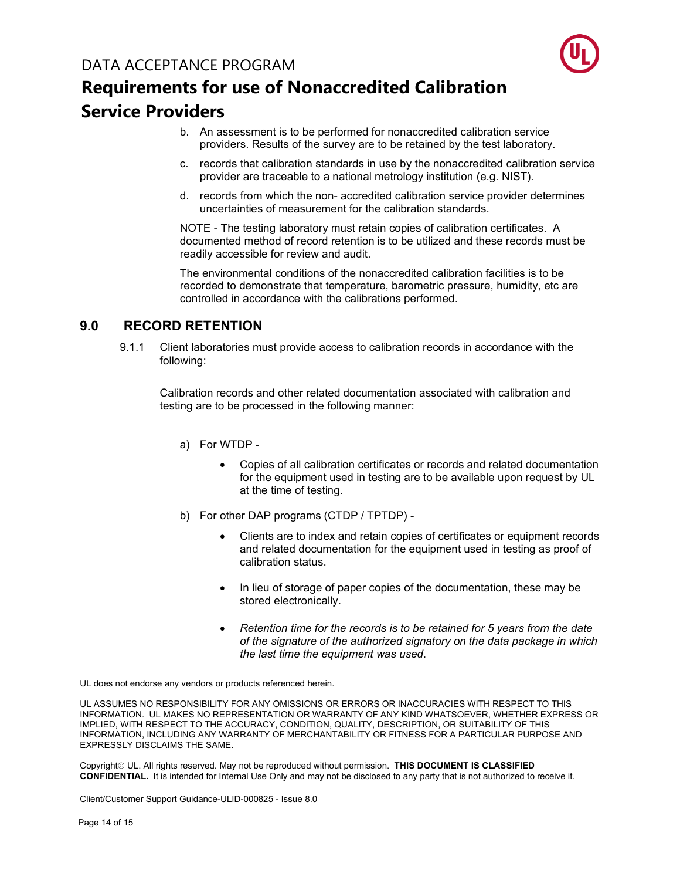b. An assessment is to be performed for nonaccredited calibration service providers. Results of the survey are to be retained by the test laboratory.

c. records that calibration standards in use by the nonaccredited calibration service provider are traceable to a national metrology institution (e.g. NIST).

d. records from which the non- accredited calibration service provider determines uncertainties of measurement for the calibration standards.

NOTE - The testing laboratory must retain copies of calibration certificates. A documented method of record retention is to be utilized and these records must be readily accessible for review and audit.

The environmental conditions of the nonaccredited calibration facilities is to be recorded to demonstrate that temperature, barometric pressure, humidity, etc are controlled in accordance with the calibrations performed.

## 9.0 RECORD RETENTION

9.1.1 Client laboratories must provide access to calibration records in accordance with the following:

Calibration records and other related documentation associated with calibration and testing are to be processed in the following manner:

a) For WTDP -

- Copies of all calibration certificates or records and related documentation for the equipment used in testing are to be available upon request by UL at the time of testing.

b) For other DAP programs (CTDP / TPTDP) -

- Clients are to index and retain copies of certificates or equipment records and related documentation for the equipment used in testing as proof of calibration status.
- In lieu of storage of paper copies of the documentation, these may be stored electronically.
- *Retention time for the records is to be retained for 5 years from the date of the signature of the authorized signatory on the data package in which the last time the equipment was used*.

UL does not endorse any vendors or products referenced herein.

UL ASSUMES NO RESPONSIBILITY FOR ANY OMISSIONS OR ERRORS OR INACCURACIES WITH RESPECT TO THIS INFORMATION. UL MAKES NO REPRESENTATION OR WARRANTY OF ANY KIND WHATSOEVER, WHETHER EXPRESS OR IMPLIED, WITH RESPECT TO THE ACCURACY, CONDITION, QUALITY, DESCRIPTION, OR SUITABILITY OF THIS INFORMATION, INCLUDING ANY WARRANTY OF MERCHANTABILITY OR FITNESS FOR A PARTICULAR PURPOSE AND EXPRESSLY DISCLAIMS THE SAME.

Copyright© UL. All rights reserved. May not be reproduced without permission. **THIS DOCUMENT IS CLASSIFIED CONFIDENTIAL.** It is intended for Internal Use Only and may not be disclosed to any party that is not authorized to receive it.

Client/Customer Support Guidance-ULID-000825 - Issue 8.0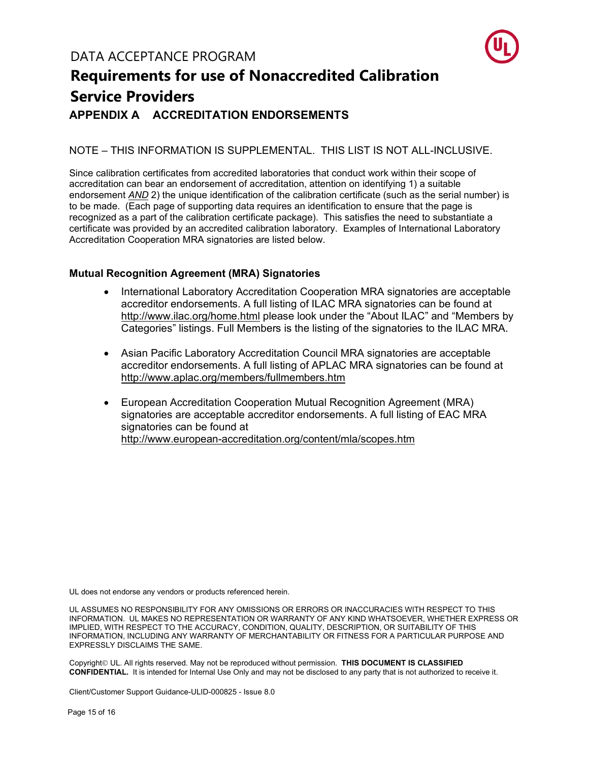## APPENDIX A ACCREDITATION ENDORSEMENTS

NOTE – THIS INFORMATION IS SUPPLEMENTAL. THIS LIST IS NOT ALL-INCLUSIVE.

Since calibration certificates from accredited laboratories that conduct work within their scope of accreditation can bear an endorsement of accreditation, attention on identifying 1) a suitable endorsement ***AND*** 2) the unique identification of the calibration certificate (such as the serial number) is to be made. (Each page of supporting data requires an identification to ensure that the page is recognized as a part of the calibration certificate package). This satisfies the need to substantiate a certificate was provided by an accredited calibration laboratory. Examples of International Laboratory Accreditation Cooperation MRA signatories are listed below.

### Mutual Recognition Agreement (MRA) Signatories

- International Laboratory Accreditation Cooperation MRA signatories are acceptable accreditor endorsements. A full listing of ILAC MRA signatories can be found at http://www.ilac.org/home.html please look under the "About ILAC" and "Members by Categories" listings. Full Members is the listing of the signatories to the ILAC MRA.

- Asian Pacific Laboratory Accreditation Council MRA signatories are acceptable accreditor endorsements. A full listing of APLAC MRA signatories can be found at http://www.aplac.org/members/fullmembers.htm

- European Accreditation Cooperation Mutual Recognition Agreement (MRA) signatories are acceptable accreditor endorsements. A full listing of EAC MRA signatories can be found at http://www.european-accreditation.org/content/mla/scopes.htm

UL does not endorse any vendors or products referenced herein.

UL ASSUMES NO RESPONSIBILITY FOR ANY OMISSIONS OR ERRORS OR INACCURACIES WITH RESPECT TO THIS INFORMATION. UL MAKES NO REPRESENTATION OR WARRANTY OF ANY KIND WHATSOEVER, WHETHER EXPRESS OR IMPLIED, WITH RESPECT TO THE ACCURACY, CONDITION, QUALITY, DESCRIPTION, OR SUITABILITY OF THIS INFORMATION, INCLUDING ANY WARRANTY OF MERCHANTABILITY OR FITNESS FOR A PARTICULAR PURPOSE AND EXPRESSLY DISCLAIMS THE SAME.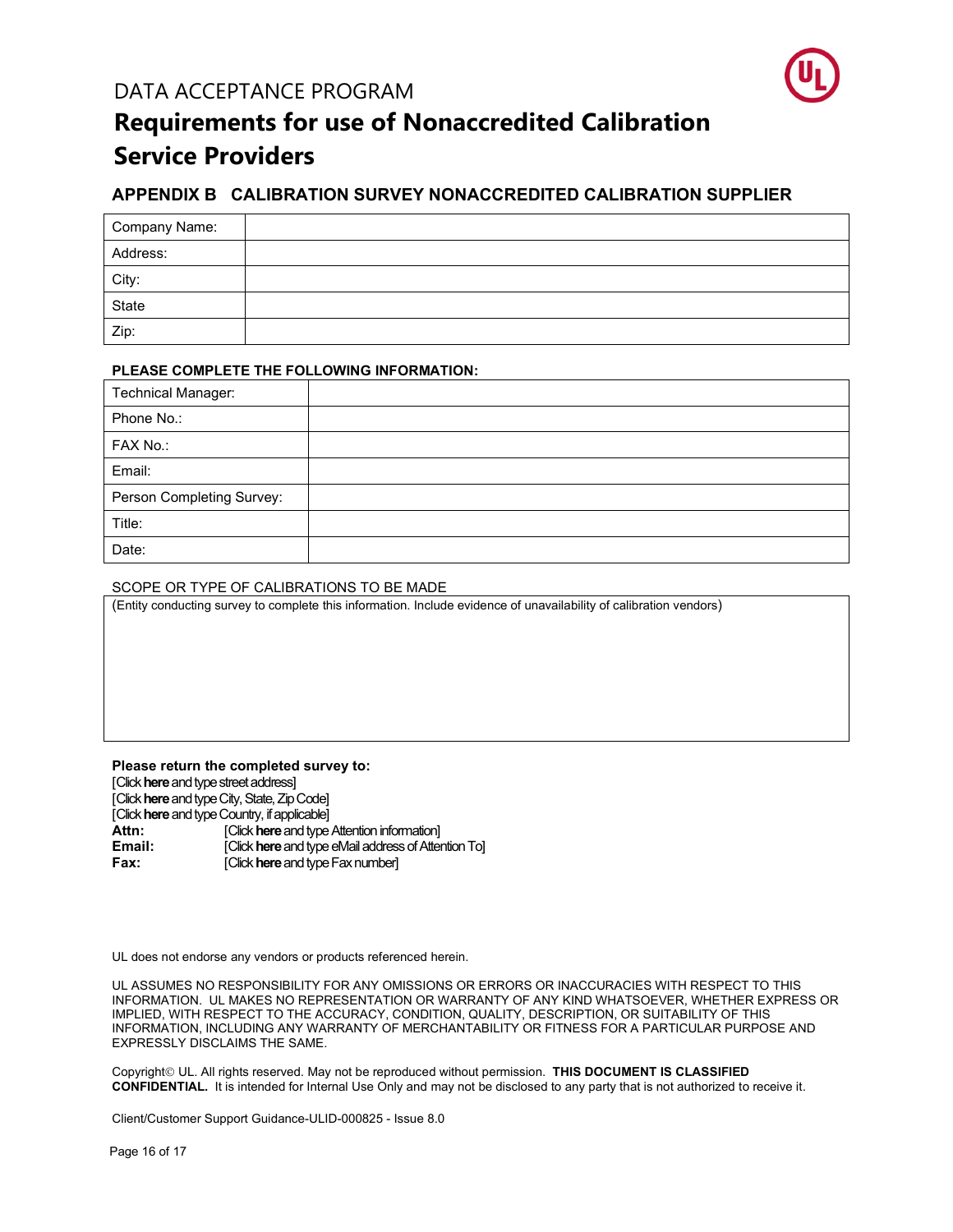## APPENDIX B CALIBRATION SURVEY NONACCREDITED CALIBRATION SUPPLIER

| Company Name: | |
|---|---|
| Address: | |
| City: | |
| State | |
| Zip: | |

**PLEASE COMPLETE THE FOLLOWING INFORMATION:**

| Technical Manager: | |
|---|---|
| Phone No.: | |
| FAX No.: | |
| Email: | |
| Person Completing Survey: | |
| Title: | |
| Date: | |

SCOPE OR TYPE OF CALIBRATIONS TO BE MADE

(Entity conducting survey to complete this information. Include evidence of unavailability of calibration vendors)

**Please return the completed survey to:**
[Click **here** and type street address]
[Click **here** and type City, State, Zip Code]
[Click **here** and type Country, if applicable]
**Attn:** [Click **here** and type Attention information]
**Email:** [Click **here** and type eMail address of Attention To]
**Fax:** [Click **here** and type Fax number]

UL does not endorse any vendors or products referenced herein.

UL ASSUMES NO RESPONSIBILITY FOR ANY OMISSIONS OR ERRORS OR INACCURACIES WITH RESPECT TO THIS INFORMATION. UL MAKES NO REPRESENTATION OR WARRANTY OF ANY KIND WHATSOEVER, WHETHER EXPRESS OR IMPLIED, WITH RESPECT TO THE ACCURACY, CONDITION, QUALITY, DESCRIPTION, OR SUITABILITY OF THIS INFORMATION, INCLUDING ANY WARRANTY OF MERCHANTABILITY OR FITNESS FOR A PARTICULAR PURPOSE AND EXPRESSLY DISCLAIMS THE SAME.

Copyright© UL. All rights reserved. May not be reproduced without permission. **THIS DOCUMENT IS CLASSIFIED CONFIDENTIAL.** It is intended for Internal Use Only and may not be disclosed to any party that is not authorized to receive it.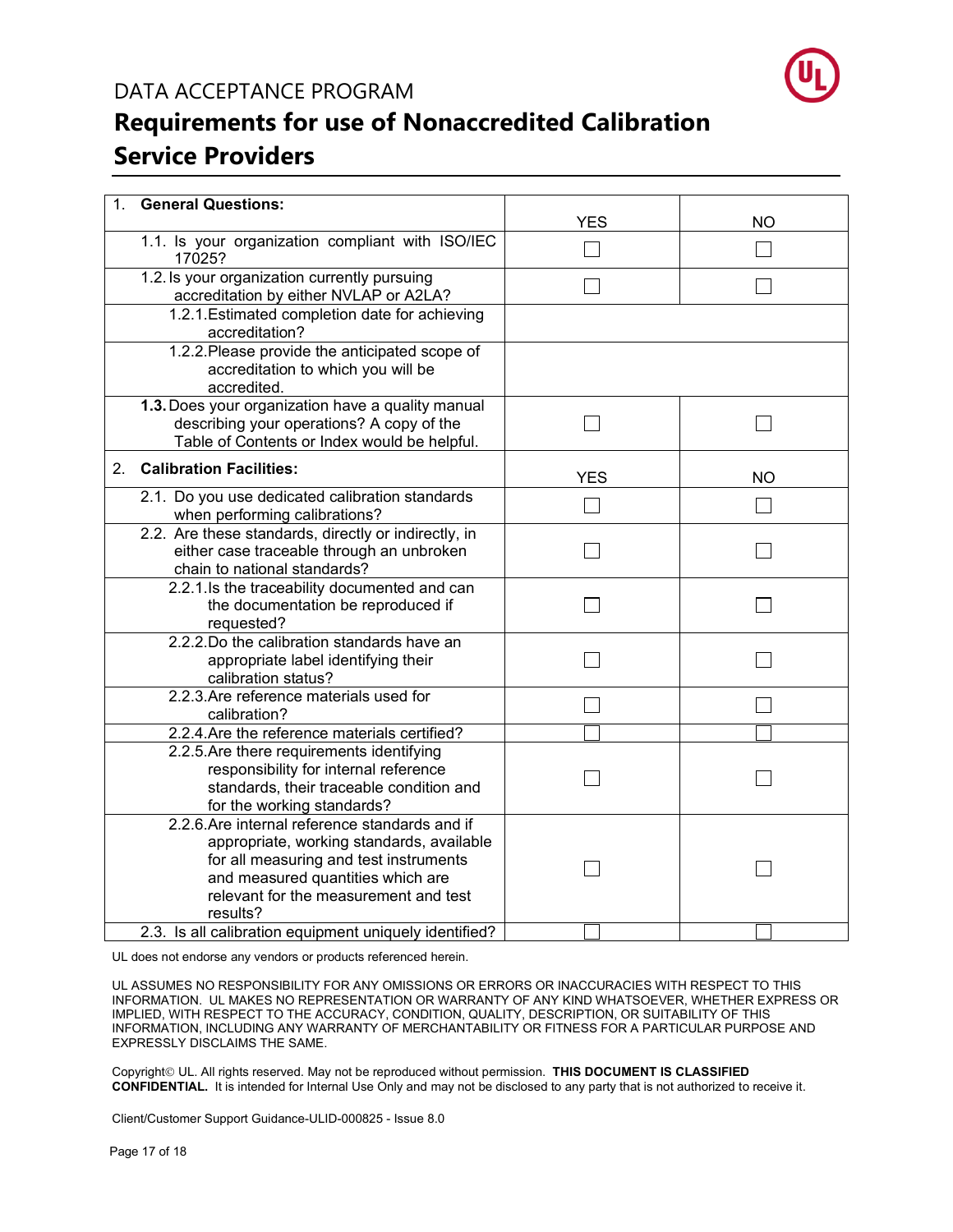DATA ACCEPTANCE PROGRAM

# Requirements for use of Nonaccredited Calibration Service Providers

| 1. **General Questions:** | YES | NO |
|---|---|---|
| 1.1. Is your organization compliant with ISO/IEC 17025? | ☐ | ☐ |
| 1.2. Is your organization currently pursuing accreditation by either NVLAP or A2LA? | ☐ | ☐ |
| 1.2.1. Estimated completion date for achieving accreditation? | | |
| 1.2.2. Please provide the anticipated scope of accreditation to which you will be accredited. | | |
| **1.3.** Does your organization have a quality manual describing your operations? A copy of the Table of Contents or Index would be helpful. | ☐ | ☐ |
| 2. **Calibration Facilities:** | YES | NO |
| 2.1. Do you use dedicated calibration standards when performing calibrations? | ☐ | ☐ |
| 2.2. Are these standards, directly or indirectly, in either case traceable through an unbroken chain to national standards? | ☐ | ☐ |
| 2.2.1. Is the traceability documented and can the documentation be reproduced if requested? | ☐ | ☐ |
| 2.2.2. Do the calibration standards have an appropriate label identifying their calibration status? | ☐ | ☐ |
| 2.2.3. Are reference materials used for calibration? | ☐ | ☐ |
| 2.2.4. Are the reference materials certified? | ☐ | ☐ |
| 2.2.5. Are there requirements identifying responsibility for internal reference standards, their traceable condition and for the working standards? | ☐ | ☐ |
| 2.2.6. Are internal reference standards and if appropriate, working standards, available for all measuring and test instruments and measured quantities which are relevant for the measurement and test results? | ☐ | ☐ |
| 2.3. Is all calibration equipment uniquely identified? | ☐ | ☐ |

UL does not endorse any vendors or products referenced herein.

UL ASSUMES NO RESPONSIBILITY FOR ANY OMISSIONS OR ERRORS OR INACCURACIES WITH RESPECT TO THIS INFORMATION. UL MAKES NO REPRESENTATION OR WARRANTY OF ANY KIND WHATSOEVER, WHETHER EXPRESS OR IMPLIED, WITH RESPECT TO THE ACCURACY, CONDITION, QUALITY, DESCRIPTION, OR SUITABILITY OF THIS INFORMATION, INCLUDING ANY WARRANTY OF MERCHANTABILITY OR FITNESS FOR A PARTICULAR PURPOSE AND EXPRESSLY DISCLAIMS THE SAME.

Copyright© UL. All rights reserved. May not be reproduced without permission. **THIS DOCUMENT IS CLASSIFIED CONFIDENTIAL.** It is intended for Internal Use Only and may not be disclosed to any party that is not authorized to receive it.

Client/Customer Support Guidance-ULID-000825 - Issue 8.0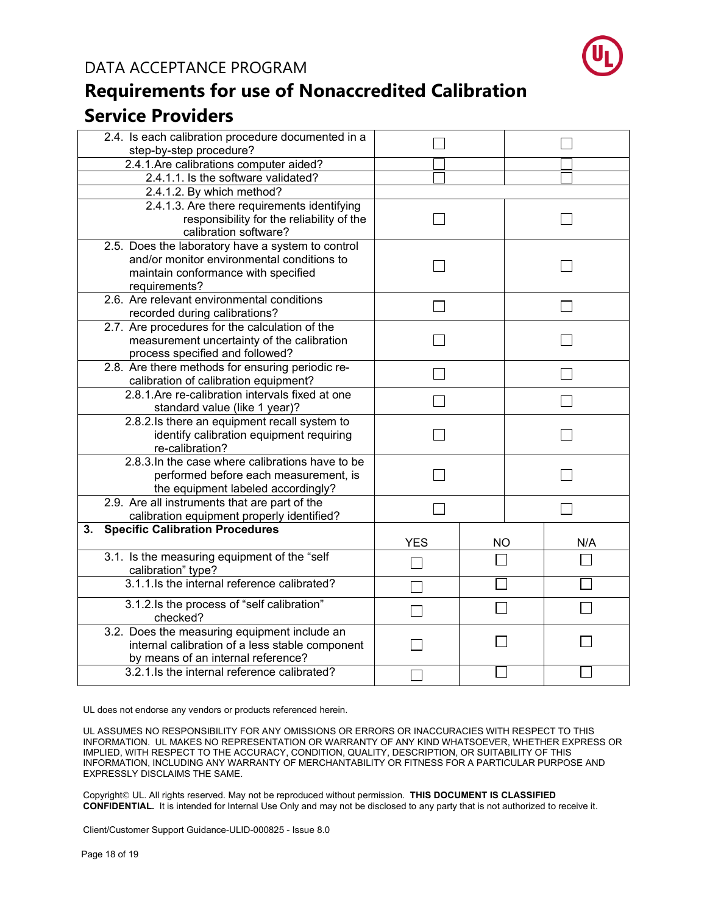# DATA ACCEPTANCE PROGRAM

# Requirements for use of Nonaccredited Calibration Service Providers

| | | |
|---|---|---|
| 2.4. Is each calibration procedure documented in a step-by-step procedure? | ☐ | ☐ |
| 2.4.1. Are calibrations computer aided? | ☐ | ☐ |
| 2.4.1.1. Is the software validated? | ☐ | ☐ |
| 2.4.1.2. By which method? | | |
| 2.4.1.3. Are there requirements identifying responsibility for the reliability of the calibration software? | ☐ | ☐ |
| 2.5. Does the laboratory have a system to control and/or monitor environmental conditions to maintain conformance with specified requirements? | ☐ | ☐ |
| 2.6. Are relevant environmental conditions recorded during calibrations? | ☐ | ☐ |
| 2.7. Are procedures for the calculation of the measurement uncertainty of the calibration process specified and followed? | ☐ | ☐ |
| 2.8. Are there methods for ensuring periodic re-calibration of calibration equipment? | ☐ | ☐ |
| 2.8.1. Are re-calibration intervals fixed at one standard value (like 1 year)? | ☐ | ☐ |
| 2.8.2. Is there an equipment recall system to identify calibration equipment requiring re-calibration? | ☐ | ☐ |
| 2.8.3. In the case where calibrations have to be performed before each measurement, is the equipment labeled accordingly? | ☐ | ☐ |
| 2.9. Are all instruments that are part of the calibration equipment properly identified? | ☐ | ☐ |

| **3. Specific Calibration Procedures** | YES | NO | N/A |
|---|---|---|---|
| 3.1. Is the measuring equipment of the "self calibration" type? | ☐ | ☐ | ☐ |
| 3.1.1. Is the internal reference calibrated? | ☐ | ☐ | ☐ |
| 3.1.2. Is the process of "self calibration" checked? | ☐ | ☐ | ☐ |
| 3.2. Does the measuring equipment include an internal calibration of a less stable component by means of an internal reference? | ☐ | ☐ | ☐ |
| 3.2.1. Is the internal reference calibrated? | ☐ | ☐ | ☐ |

UL does not endorse any vendors or products referenced herein.

UL ASSUMES NO RESPONSIBILITY FOR ANY OMISSIONS OR ERRORS OR INACCURACIES WITH RESPECT TO THIS INFORMATION. UL MAKES NO REPRESENTATION OR WARRANTY OF ANY KIND WHATSOEVER, WHETHER EXPRESS OR IMPLIED, WITH RESPECT TO THE ACCURACY, CONDITION, QUALITY, DESCRIPTION, OR SUITABILITY OF THIS INFORMATION, INCLUDING ANY WARRANTY OF MERCHANTABILITY OR FITNESS FOR A PARTICULAR PURPOSE AND EXPRESSLY DISCLAIMS THE SAME.

Copyright© UL. All rights reserved. May not be reproduced without permission. **THIS DOCUMENT IS CLASSIFIED CONFIDENTIAL.** It is intended for Internal Use Only and may not be disclosed to any party that is not authorized to receive it.

Client/Customer Support Guidance-ULID-000825 - Issue 8.0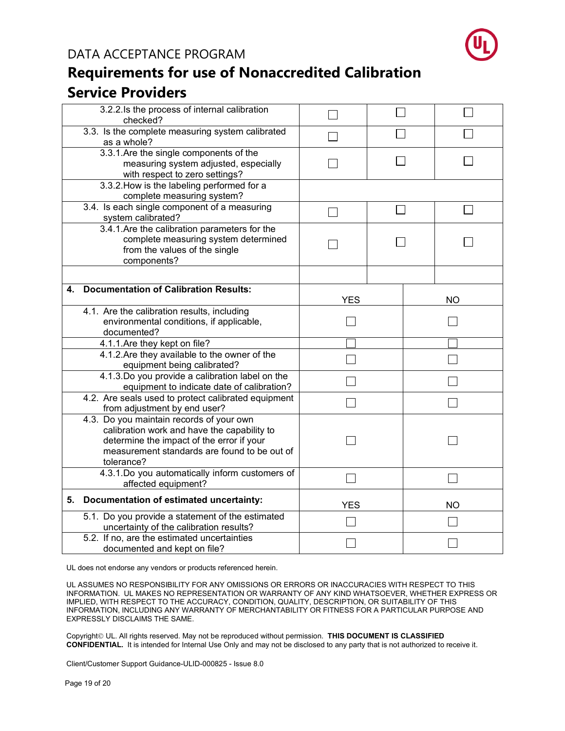| | | | |
|---|---|---|---|
| 3.2.2. Is the process of internal calibration checked? | ☐ | ☐ | ☐ |
| 3.3. Is the complete measuring system calibrated as a whole? | ☐ | ☐ | ☐ |
| 3.3.1. Are the single components of the measuring system adjusted, especially with respect to zero settings? | ☐ | ☐ | ☐ |
| 3.3.2. How is the labeling performed for a complete measuring system? | | | |
| 3.4. Is each single component of a measuring system calibrated? | ☐ | ☐ | ☐ |
| 3.4.1. Are the calibration parameters for the complete measuring system determined from the values of the single components? | ☐ | ☐ | ☐ |
| | | | |

| **4. Documentation of Calibration Results:** | YES | NO |
|---|---|---|
| 4.1. Are the calibration results, including environmental conditions, if applicable, documented? | ☐ | ☐ |
| 4.1.1. Are they kept on file? | ☐ | ☐ |
| 4.1.2. Are they available to the owner of the equipment being calibrated? | ☐ | ☐ |
| 4.1.3. Do you provide a calibration label on the equipment to indicate date of calibration? | ☐ | ☐ |
| 4.2. Are seals used to protect calibrated equipment from adjustment by end user? | ☐ | ☐ |
| 4.3. Do you maintain records of your own calibration work and have the capability to determine the impact of the error if your measurement standards are found to be out of tolerance? | ☐ | ☐ |
| 4.3.1. Do you automatically inform customers of affected equipment? | ☐ | ☐ |
| **5. Documentation of estimated uncertainty:** | YES | NO |
| 5.1. Do you provide a statement of the estimated uncertainty of the calibration results? | ☐ | ☐ |
| 5.2. If no, are the estimated uncertainties documented and kept on file? | ☐ | ☐ |

UL does not endorse any vendors or products referenced herein.

UL ASSUMES NO RESPONSIBILITY FOR ANY OMISSIONS OR ERRORS OR INACCURACIES WITH RESPECT TO THIS INFORMATION. UL MAKES NO REPRESENTATION OR WARRANTY OF ANY KIND WHATSOEVER, WHETHER EXPRESS OR IMPLIED, WITH RESPECT TO THE ACCURACY, CONDITION, QUALITY, DESCRIPTION, OR SUITABILITY OF THIS INFORMATION, INCLUDING ANY WARRANTY OF MERCHANTABILITY OR FITNESS FOR A PARTICULAR PURPOSE AND EXPRESSLY DISCLAIMS THE SAME.

Copyright© UL. All rights reserved. May not be reproduced without permission. **THIS DOCUMENT IS CLASSIFIED CONFIDENTIAL.** It is intended for Internal Use Only and may not be disclosed to any party that is not authorized to receive it.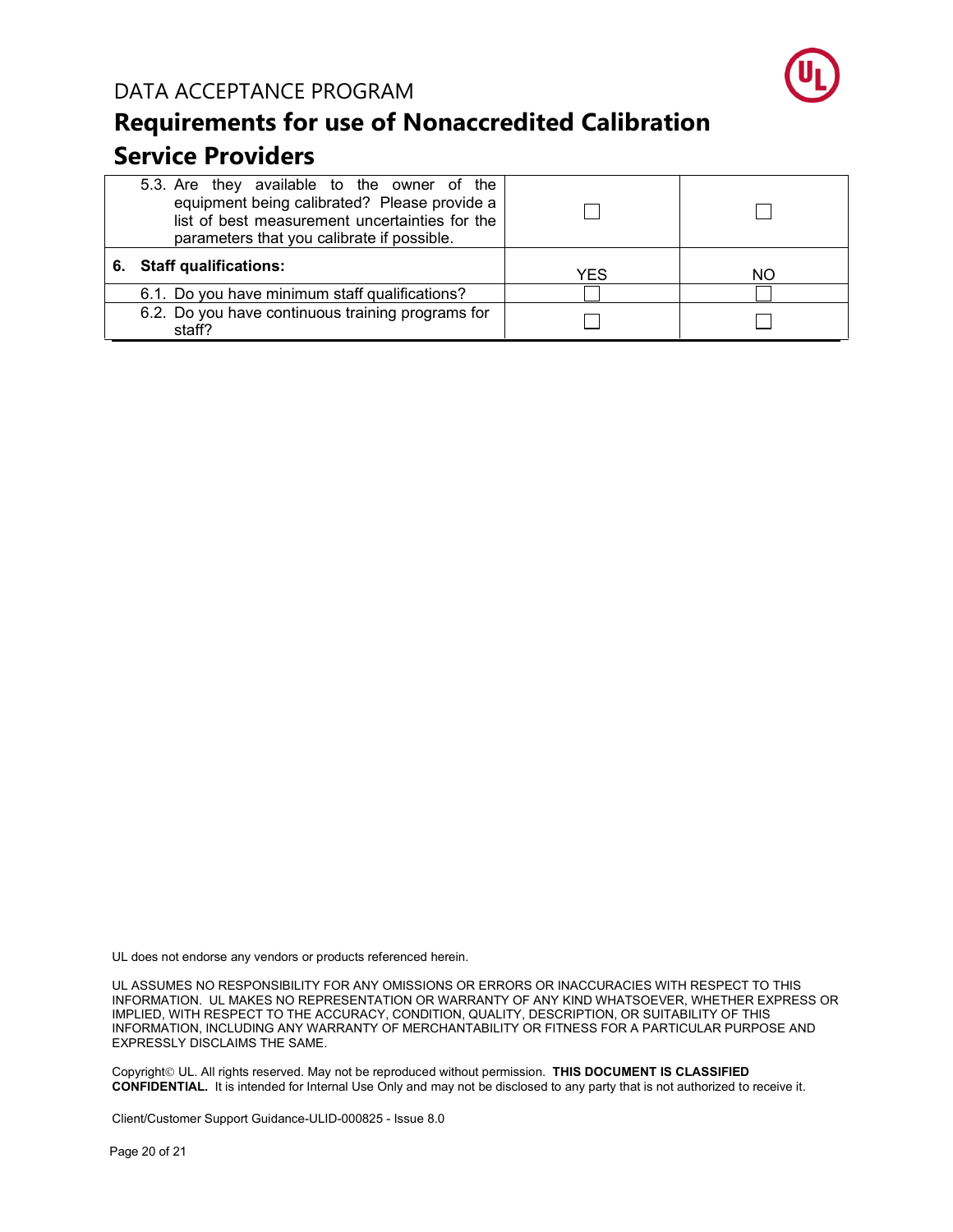| | | |
|---|---|---|
| 5.3. Are they available to the owner of the equipment being calibrated? Please provide a list of best measurement uncertainties for the parameters that you calibrate if possible. | ☐ | ☐ |
| **6. Staff qualifications:** | YES | NO |
| 6.1. Do you have minimum staff qualifications? | ☐ | ☐ |
| 6.2. Do you have continuous training programs for staff? | ☐ | ☐ |

UL does not endorse any vendors or products referenced herein.

UL ASSUMES NO RESPONSIBILITY FOR ANY OMISSIONS OR ERRORS OR INACCURACIES WITH RESPECT TO THIS INFORMATION. UL MAKES NO REPRESENTATION OR WARRANTY OF ANY KIND WHATSOEVER, WHETHER EXPRESS OR IMPLIED, WITH RESPECT TO THE ACCURACY, CONDITION, QUALITY, DESCRIPTION, OR SUITABILITY OF THIS INFORMATION, INCLUDING ANY WARRANTY OF MERCHANTABILITY OR FITNESS FOR A PARTICULAR PURPOSE AND EXPRESSLY DISCLAIMS THE SAME.

Copyright© UL. All rights reserved. May not be reproduced without permission. **THIS DOCUMENT IS CLASSIFIED CONFIDENTIAL.** It is intended for Internal Use Only and may not be disclosed to any party that is not authorized to receive it.

Client/Customer Support Guidance-ULID-000825 - Issue 8.0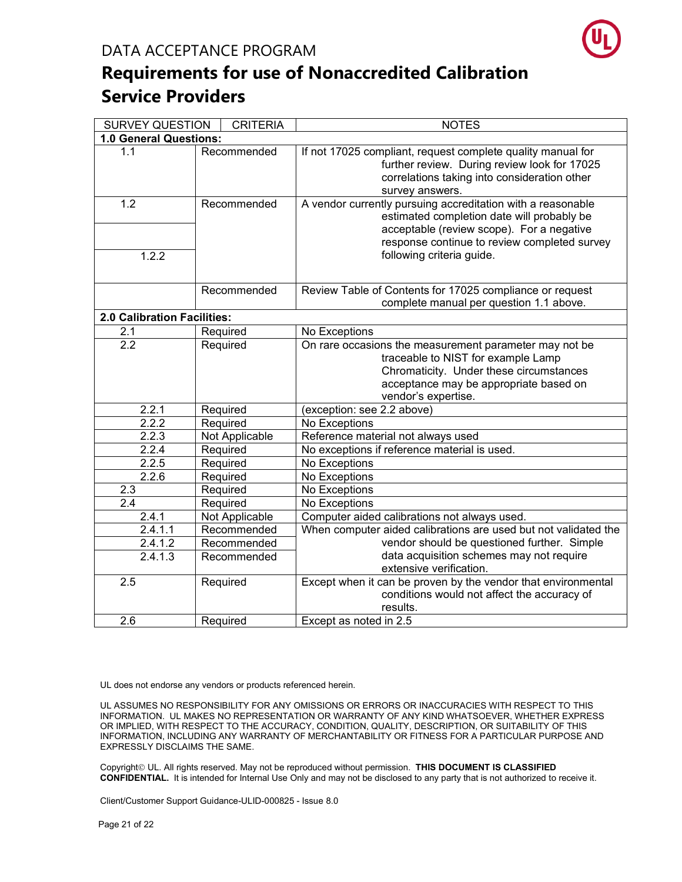DATA ACCEPTANCE PROGRAM

# Requirements for use of Nonaccredited Calibration Service Providers

| SURVEY QUESTION | CRITERIA | NOTES |
|---|---|---|
| **1.0 General Questions:** | | |
| 1.1 | Recommended | If not 17025 compliant, request complete quality manual for further review. During review look for 17025 correlations taking into consideration other survey answers. |
| 1.2 | Recommended | A vendor currently pursuing accreditation with a reasonable estimated completion date will probably be acceptable (review scope). For a negative response continue to review completed survey following criteria guide. |
| 1.2.2 | | |
| | Recommended | Review Table of Contents for 17025 compliance or request complete manual per question 1.1 above. |
| **2.0 Calibration Facilities:** | | |
| 2.1 | Required | No Exceptions |
| 2.2 | Required | On rare occasions the measurement parameter may not be traceable to NIST for example Lamp Chromaticity. Under these circumstances acceptance may be appropriate based on vendor's expertise. |
| 2.2.1 | Required | (exception: see 2.2 above) |
| 2.2.2 | Required | No Exceptions |
| 2.2.3 | Not Applicable | Reference material not always used |
| 2.2.4 | Required | No exceptions if reference material is used. |
| 2.2.5 | Required | No Exceptions |
| 2.2.6 | Required | No Exceptions |
| 2.3 | Required | No Exceptions |
| 2.4 | Required | No Exceptions |
| 2.4.1 | Not Applicable | Computer aided calibrations not always used. |
| 2.4.1.1 | Recommended | When computer aided calibrations are used but not validated the vendor should be questioned further. Simple data acquisition schemes may not require extensive verification. |
| 2.4.1.2 | Recommended | |
| 2.4.1.3 | Recommended | |
| 2.5 | Required | Except when it can be proven by the vendor that environmental conditions would not affect the accuracy of results. |
| 2.6 | Required | Except as noted in 2.5 |

UL does not endorse any vendors or products referenced herein.

UL ASSUMES NO RESPONSIBILITY FOR ANY OMISSIONS OR ERRORS OR INACCURACIES WITH RESPECT TO THIS INFORMATION. UL MAKES NO REPRESENTATION OR WARRANTY OF ANY KIND WHATSOEVER, WHETHER EXPRESS OR IMPLIED, WITH RESPECT TO THE ACCURACY, CONDITION, QUALITY, DESCRIPTION, OR SUITABILITY OF THIS INFORMATION, INCLUDING ANY WARRANTY OF MERCHANTABILITY OR FITNESS FOR A PARTICULAR PURPOSE AND EXPRESSLY DISCLAIMS THE SAME.

Copyright© UL. All rights reserved. May not be reproduced without permission. **THIS DOCUMENT IS CLASSIFIED CONFIDENTIAL.** It is intended for Internal Use Only and may not be disclosed to any party that is not authorized to receive it.

Client/Customer Support Guidance-ULID-000825 - Issue 8.0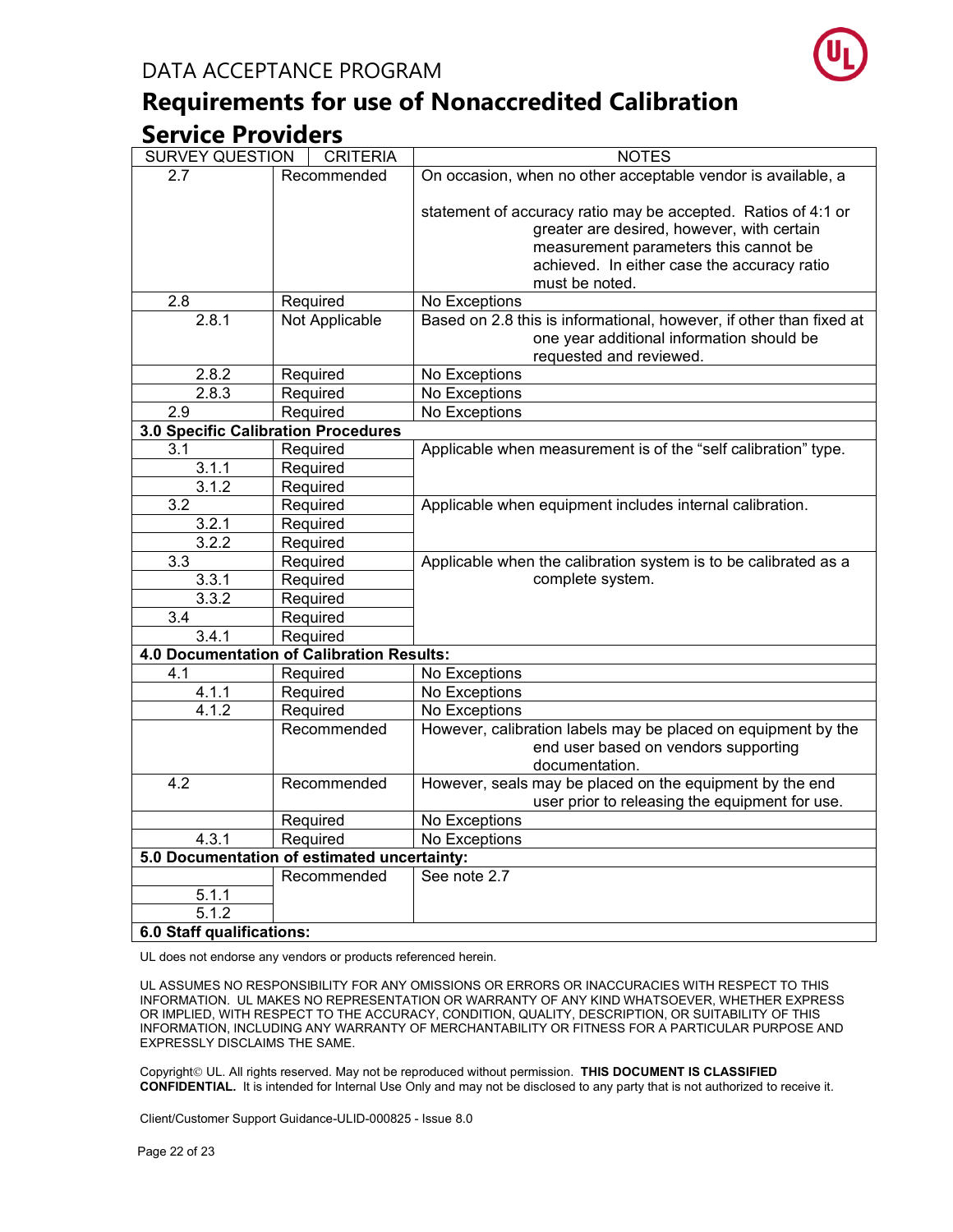# DATA ACCEPTANCE PROGRAM

# Requirements for use of Nonaccredited Calibration Service Providers

| SURVEY QUESTION | CRITERIA | NOTES |
|---|---|---|
| 2.7 | Recommended | On occasion, when no other acceptable vendor is available, a statement of accuracy ratio may be accepted. Ratios of 4:1 or greater are desired, however, with certain measurement parameters this cannot be achieved. In either case the accuracy ratio must be noted. |
| 2.8 | Required | No Exceptions |
| 2.8.1 | Not Applicable | Based on 2.8 this is informational, however, if other than fixed at one year additional information should be requested and reviewed. |
| 2.8.2 | Required | No Exceptions |
| 2.8.3 | Required | No Exceptions |
| 2.9 | Required | No Exceptions |
| **3.0 Specific Calibration Procedures** | | |
| 3.1 | Required | Applicable when measurement is of the "self calibration" type. |
| 3.1.1 | Required | |
| 3.1.2 | Required | |
| 3.2 | Required | Applicable when equipment includes internal calibration. |
| 3.2.1 | Required | |
| 3.2.2 | Required | |
| 3.3 | Required | Applicable when the calibration system is to be calibrated as a complete system. |
| 3.3.1 | Required | |
| 3.3.2 | Required | |
| 3.4 | Required | |
| 3.4.1 | Required | |
| **4.0 Documentation of Calibration Results:** | | |
| 4.1 | Required | No Exceptions |
| 4.1.1 | Required | No Exceptions |
| 4.1.2 | Required | No Exceptions |
| | Recommended | However, calibration labels may be placed on equipment by the end user based on vendors supporting documentation. |
| 4.2 | Recommended | However, seals may be placed on the equipment by the end user prior to releasing the equipment for use. |
| | Required | No Exceptions |
| 4.3.1 | Required | No Exceptions |
| **5.0 Documentation of estimated uncertainty:** | | |
| | Recommended | See note 2.7 |
| 5.1.1 | | |
| 5.1.2 | | |
| **6.0 Staff qualifications:** | | |

UL does not endorse any vendors or products referenced herein.

UL ASSUMES NO RESPONSIBILITY FOR ANY OMISSIONS OR ERRORS OR INACCURACIES WITH RESPECT TO THIS INFORMATION. UL MAKES NO REPRESENTATION OR WARRANTY OF ANY KIND WHATSOEVER, WHETHER EXPRESS OR IMPLIED, WITH RESPECT TO THE ACCURACY, CONDITION, QUALITY, DESCRIPTION, OR SUITABILITY OF THIS INFORMATION, INCLUDING ANY WARRANTY OF MERCHANTABILITY OR FITNESS FOR A PARTICULAR PURPOSE AND EXPRESSLY DISCLAIMS THE SAME.

Copyright© UL. All rights reserved. May not be reproduced without permission. **THIS DOCUMENT IS CLASSIFIED CONFIDENTIAL.** It is intended for Internal Use Only and may not be disclosed to any party that is not authorized to receive it.

Client/Customer Support Guidance-ULID-000825 - Issue 8.0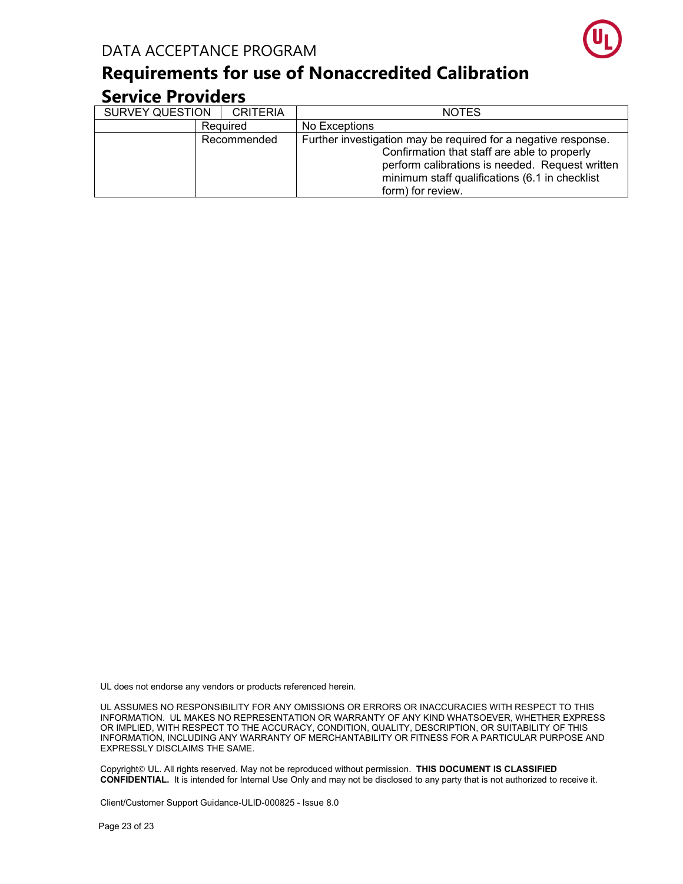| SURVEY QUESTION | CRITERIA | NOTES |
|---|---|---|
| | Required | No Exceptions |
| | Recommended | Further investigation may be required for a negative response. Confirmation that staff are able to properly perform calibrations is needed. Request written minimum staff qualifications (6.1 in checklist form) for review. |

UL does not endorse any vendors or products referenced herein.

UL ASSUMES NO RESPONSIBILITY FOR ANY OMISSIONS OR ERRORS OR INACCURACIES WITH RESPECT TO THIS INFORMATION. UL MAKES NO REPRESENTATION OR WARRANTY OF ANY KIND WHATSOEVER, WHETHER EXPRESS OR IMPLIED, WITH RESPECT TO THE ACCURACY, CONDITION, QUALITY, DESCRIPTION, OR SUITABILITY OF THIS INFORMATION, INCLUDING ANY WARRANTY OF MERCHANTABILITY OR FITNESS FOR A PARTICULAR PURPOSE AND EXPRESSLY DISCLAIMS THE SAME.

Copyright© UL. All rights reserved. May not be reproduced without permission. **THIS DOCUMENT IS CLASSIFIED CONFIDENTIAL.** It is intended for Internal Use Only and may not be disclosed to any party that is not authorized to receive it.

Client/Customer Support Guidance-ULID-000825 - Issue 8.0